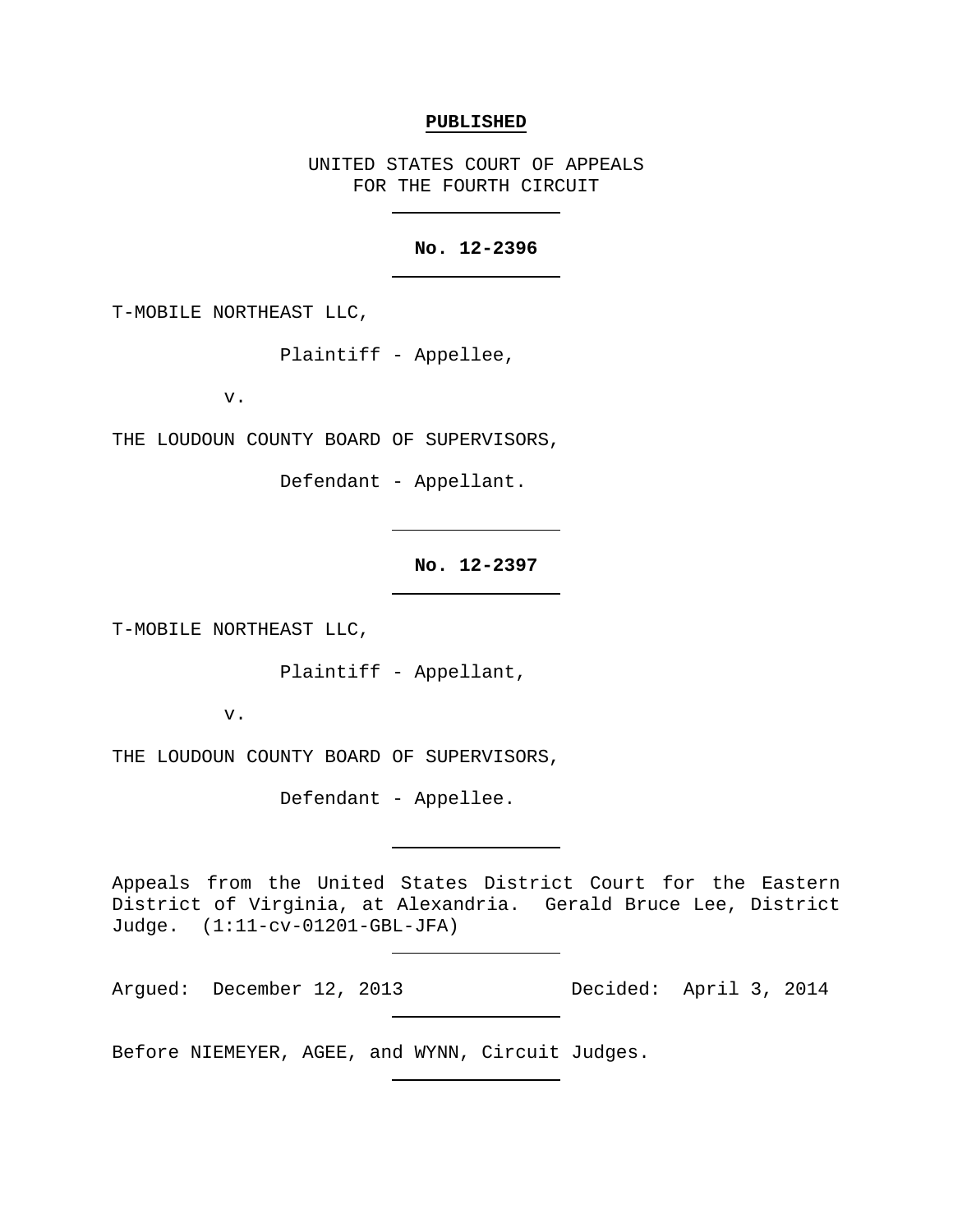**PUBLISHED**

UNITED STATES COURT OF APPEALS
FOR THE FOURTH CIRCUIT

---

**No. 12-2396**

---

T-MOBILE NORTHEAST LLC,

Plaintiff - Appellee,

v.

THE LOUDOUN COUNTY BOARD OF SUPERVISORS,

Defendant - Appellant.

---

**No. 12-2397**

---

T-MOBILE NORTHEAST LLC,

Plaintiff - Appellant,

v.

THE LOUDOUN COUNTY BOARD OF SUPERVISORS,

Defendant - Appellee.

---

Appeals from the United States District Court for the Eastern District of Virginia, at Alexandria. Gerald Bruce Lee, District Judge. (1:11-cv-01201-GBL-JFA)

---

Argued: December 12, 2013 Decided: April 3, 2014

---

Before NIEMEYER, AGEE, and WYNN, Circuit Judges.

---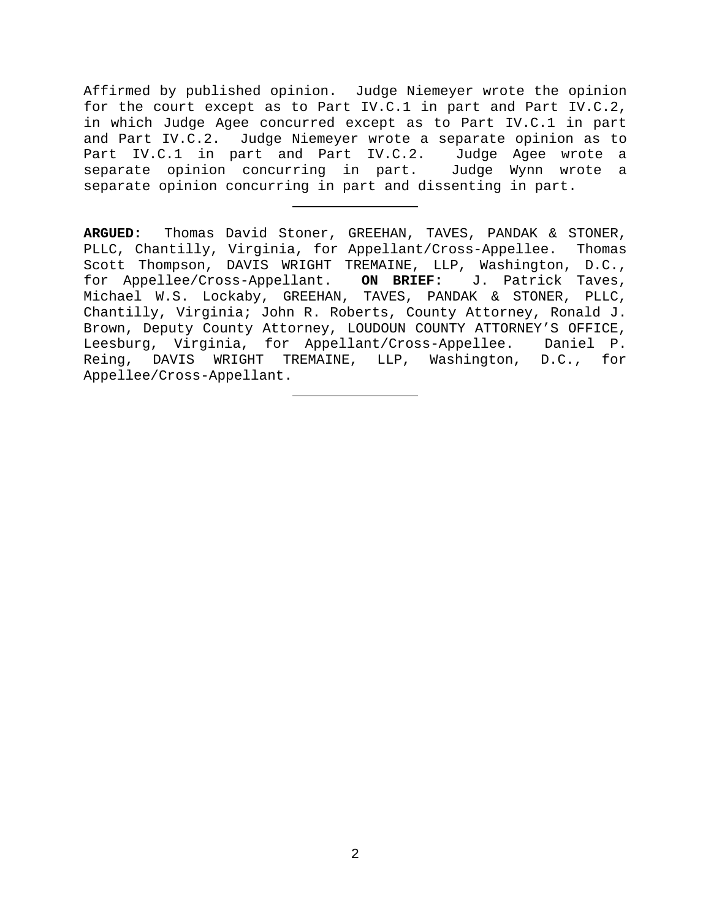Affirmed by published opinion. Judge Niemeyer wrote the opinion for the court except as to Part IV.C.1 in part and Part IV.C.2, in which Judge Agee concurred except as to Part IV.C.1 in part and Part IV.C.2. Judge Niemeyer wrote a separate opinion as to Part IV.C.1 in part and Part IV.C.2. Judge Agee wrote a separate opinion concurring in part. Judge Wynn wrote a separate opinion concurring in part and dissenting in part.

---

**ARGUED:** Thomas David Stoner, GREEHAN, TAVES, PANDAK & STONER, PLLC, Chantilly, Virginia, for Appellant/Cross-Appellee. Thomas Scott Thompson, DAVIS WRIGHT TREMAINE, LLP, Washington, D.C., for Appellee/Cross-Appellant. **ON BRIEF:** J. Patrick Taves, Michael W.S. Lockaby, GREEHAN, TAVES, PANDAK & STONER, PLLC, Chantilly, Virginia; John R. Roberts, County Attorney, Ronald J. Brown, Deputy County Attorney, LOUDOUN COUNTY ATTORNEY'S OFFICE, Leesburg, Virginia, for Appellant/Cross-Appellee. Daniel P. Reing, DAVIS WRIGHT TREMAINE, LLP, Washington, D.C., for Appellee/Cross-Appellant.

---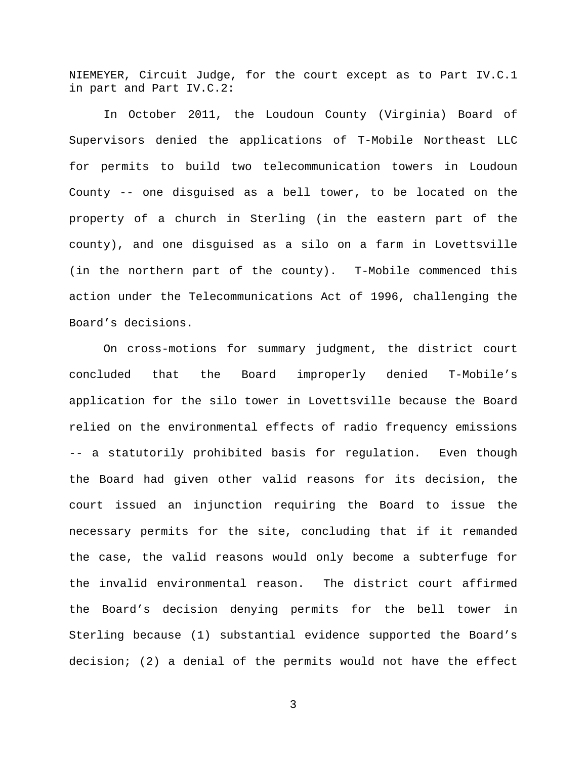NIEMEYER, Circuit Judge, for the court except as to Part IV.C.1 in part and Part IV.C.2:

In October 2011, the Loudoun County (Virginia) Board of Supervisors denied the applications of T-Mobile Northeast LLC for permits to build two telecommunication towers in Loudoun County -- one disguised as a bell tower, to be located on the property of a church in Sterling (in the eastern part of the county), and one disguised as a silo on a farm in Lovettsville (in the northern part of the county). T-Mobile commenced this action under the Telecommunications Act of 1996, challenging the Board's decisions.

On cross-motions for summary judgment, the district court concluded that the Board improperly denied T-Mobile's application for the silo tower in Lovettsville because the Board relied on the environmental effects of radio frequency emissions -- a statutorily prohibited basis for regulation. Even though the Board had given other valid reasons for its decision, the court issued an injunction requiring the Board to issue the necessary permits for the site, concluding that if it remanded the case, the valid reasons would only become a subterfuge for the invalid environmental reason. The district court affirmed the Board's decision denying permits for the bell tower in Sterling because (1) substantial evidence supported the Board's decision; (2) a denial of the permits would not have the effect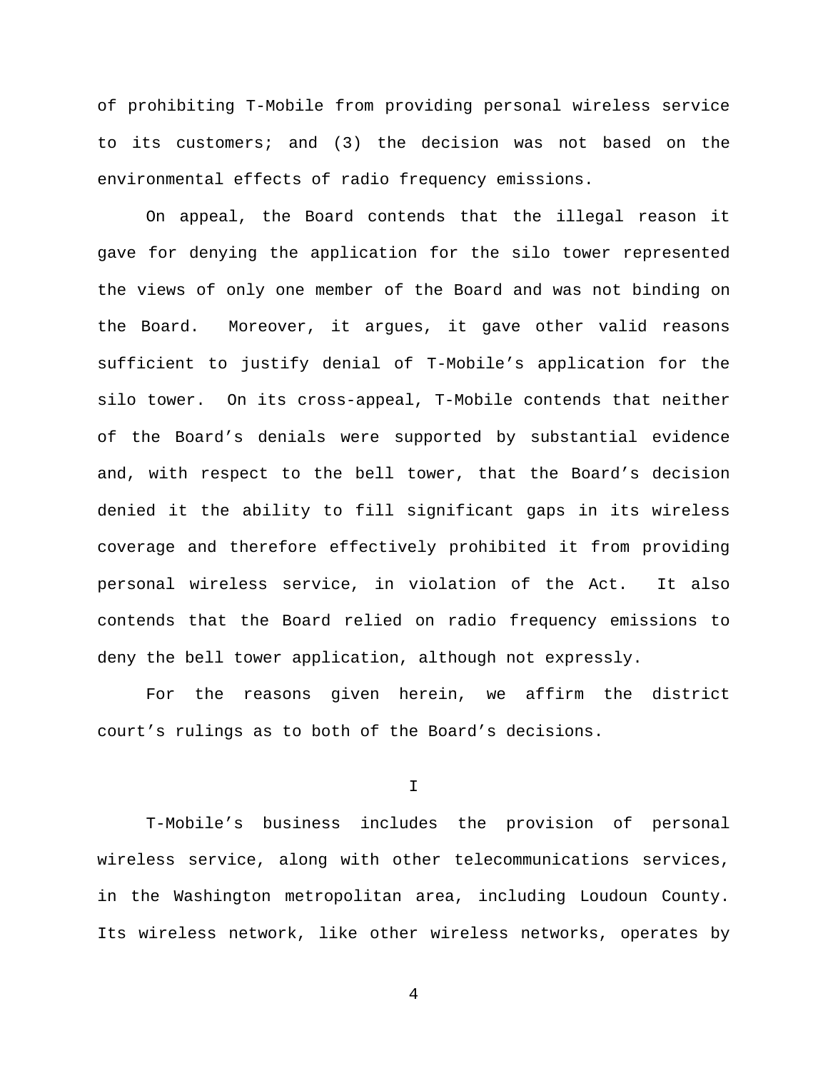of prohibiting T-Mobile from providing personal wireless service to its customers; and (3) the decision was not based on the environmental effects of radio frequency emissions.

On appeal, the Board contends that the illegal reason it gave for denying the application for the silo tower represented the views of only one member of the Board and was not binding on the Board. Moreover, it argues, it gave other valid reasons sufficient to justify denial of T-Mobile's application for the silo tower. On its cross-appeal, T-Mobile contends that neither of the Board's denials were supported by substantial evidence and, with respect to the bell tower, that the Board's decision denied it the ability to fill significant gaps in its wireless coverage and therefore effectively prohibited it from providing personal wireless service, in violation of the Act. It also contends that the Board relied on radio frequency emissions to deny the bell tower application, although not expressly.

For the reasons given herein, we affirm the district court's rulings as to both of the Board's decisions.

# I

T-Mobile's business includes the provision of personal wireless service, along with other telecommunications services, in the Washington metropolitan area, including Loudoun County. Its wireless network, like other wireless networks, operates by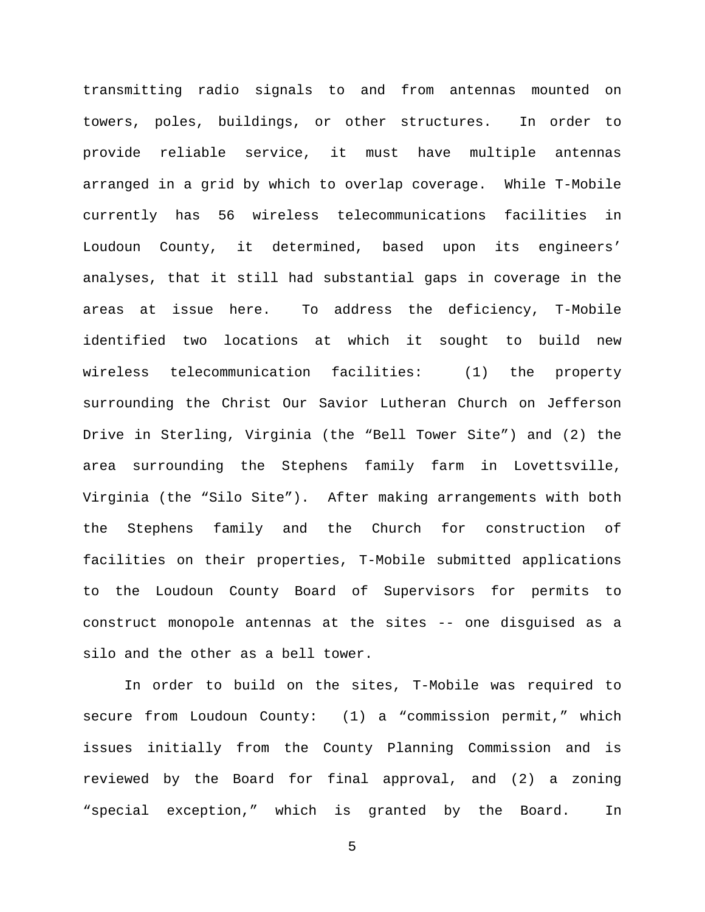transmitting radio signals to and from antennas mounted on towers, poles, buildings, or other structures. In order to provide reliable service, it must have multiple antennas arranged in a grid by which to overlap coverage. While T-Mobile currently has 56 wireless telecommunications facilities in Loudoun County, it determined, based upon its engineers' analyses, that it still had substantial gaps in coverage in the areas at issue here. To address the deficiency, T-Mobile identified two locations at which it sought to build new wireless telecommunication facilities: (1) the property surrounding the Christ Our Savior Lutheran Church on Jefferson Drive in Sterling, Virginia (the "Bell Tower Site") and (2) the area surrounding the Stephens family farm in Lovettsville, Virginia (the "Silo Site"). After making arrangements with both the Stephens family and the Church for construction of facilities on their properties, T-Mobile submitted applications to the Loudoun County Board of Supervisors for permits to construct monopole antennas at the sites -- one disguised as a silo and the other as a bell tower.

In order to build on the sites, T-Mobile was required to secure from Loudoun County: (1) a "commission permit," which issues initially from the County Planning Commission and is reviewed by the Board for final approval, and (2) a zoning "special exception," which is granted by the Board. In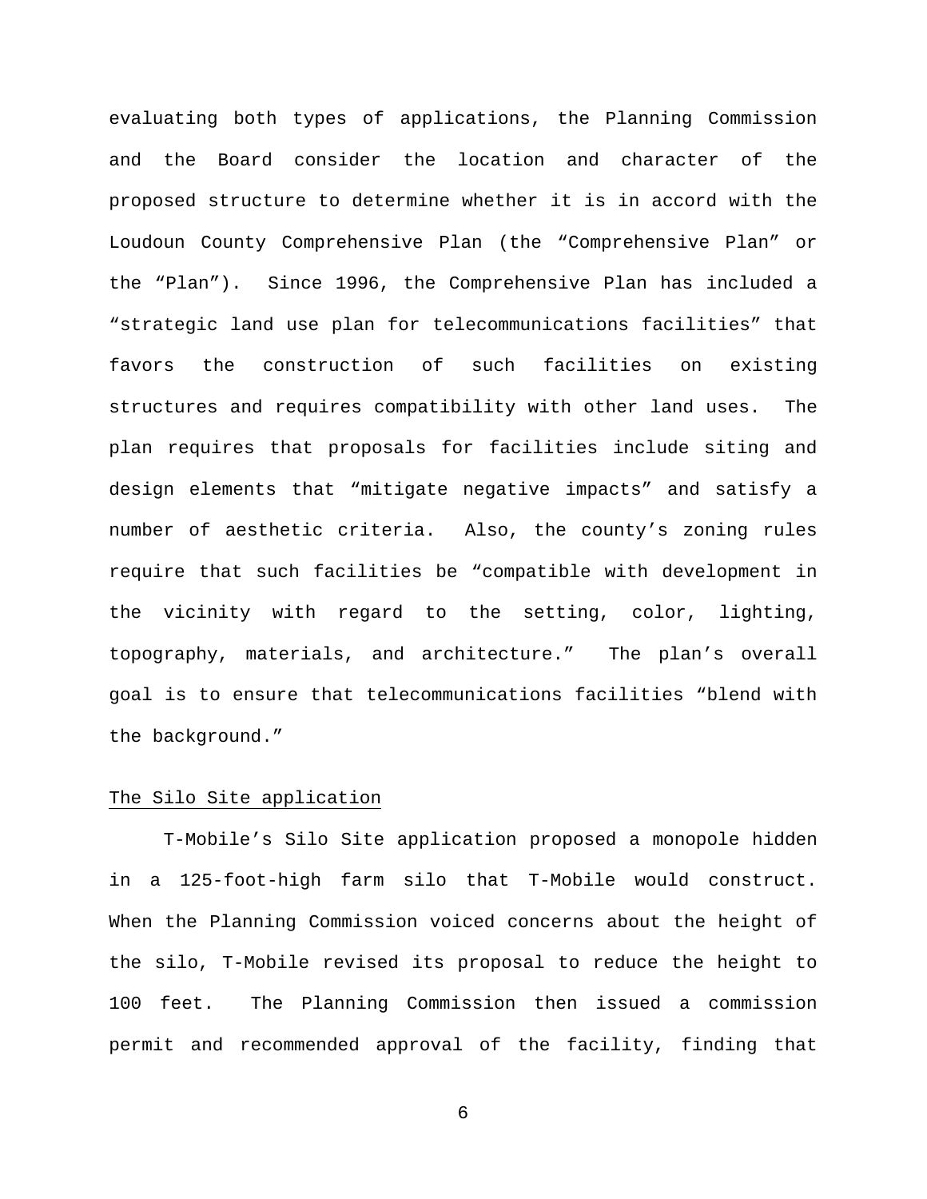evaluating both types of applications, the Planning Commission and the Board consider the location and character of the proposed structure to determine whether it is in accord with the Loudoun County Comprehensive Plan (the "Comprehensive Plan" or the "Plan"). Since 1996, the Comprehensive Plan has included a "strategic land use plan for telecommunications facilities" that favors the construction of such facilities on existing structures and requires compatibility with other land uses. The plan requires that proposals for facilities include siting and design elements that "mitigate negative impacts" and satisfy a number of aesthetic criteria. Also, the county's zoning rules require that such facilities be "compatible with development in the vicinity with regard to the setting, color, lighting, topography, materials, and architecture." The plan's overall goal is to ensure that telecommunications facilities "blend with the background."

<u>The Silo Site application</u>

T-Mobile's Silo Site application proposed a monopole hidden in a 125-foot-high farm silo that T-Mobile would construct. When the Planning Commission voiced concerns about the height of the silo, T-Mobile revised its proposal to reduce the height to 100 feet. The Planning Commission then issued a commission permit and recommended approval of the facility, finding that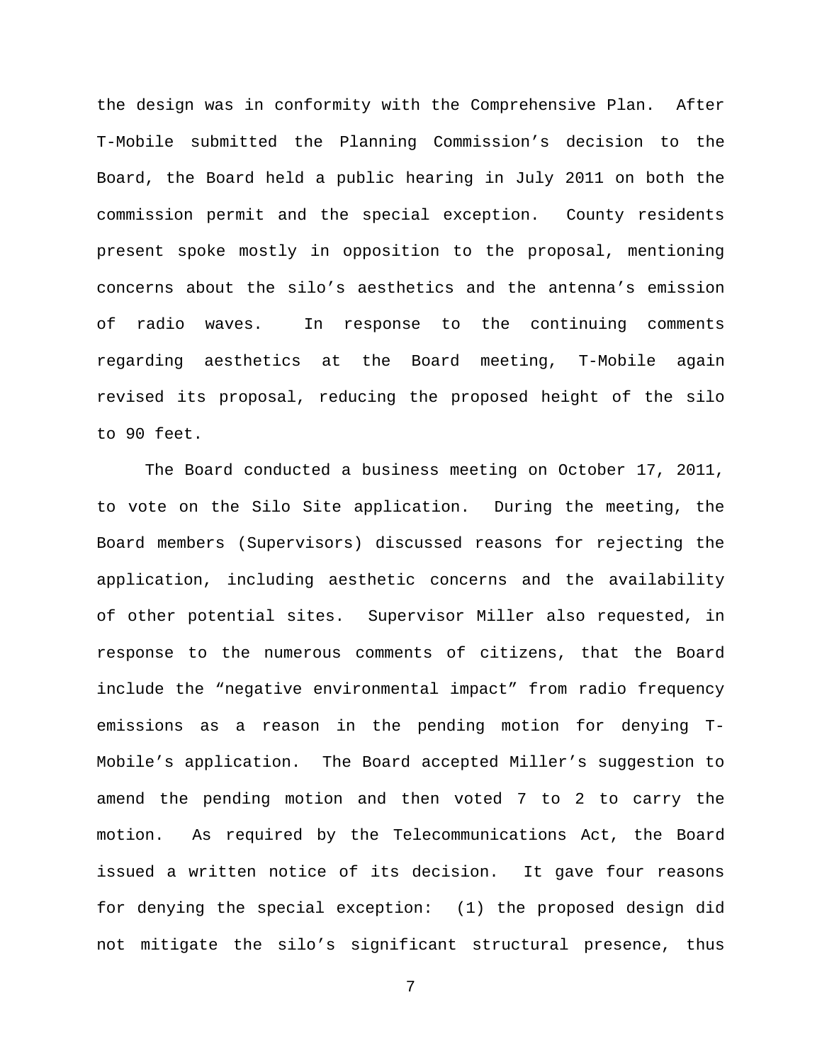the design was in conformity with the Comprehensive Plan. After T-Mobile submitted the Planning Commission's decision to the Board, the Board held a public hearing in July 2011 on both the commission permit and the special exception. County residents present spoke mostly in opposition to the proposal, mentioning concerns about the silo's aesthetics and the antenna's emission of radio waves. In response to the continuing comments regarding aesthetics at the Board meeting, T-Mobile again revised its proposal, reducing the proposed height of the silo to 90 feet.

The Board conducted a business meeting on October 17, 2011, to vote on the Silo Site application. During the meeting, the Board members (Supervisors) discussed reasons for rejecting the application, including aesthetic concerns and the availability of other potential sites. Supervisor Miller also requested, in response to the numerous comments of citizens, that the Board include the "negative environmental impact" from radio frequency emissions as a reason in the pending motion for denying T-Mobile's application. The Board accepted Miller's suggestion to amend the pending motion and then voted 7 to 2 to carry the motion. As required by the Telecommunications Act, the Board issued a written notice of its decision. It gave four reasons for denying the special exception: (1) the proposed design did not mitigate the silo's significant structural presence, thus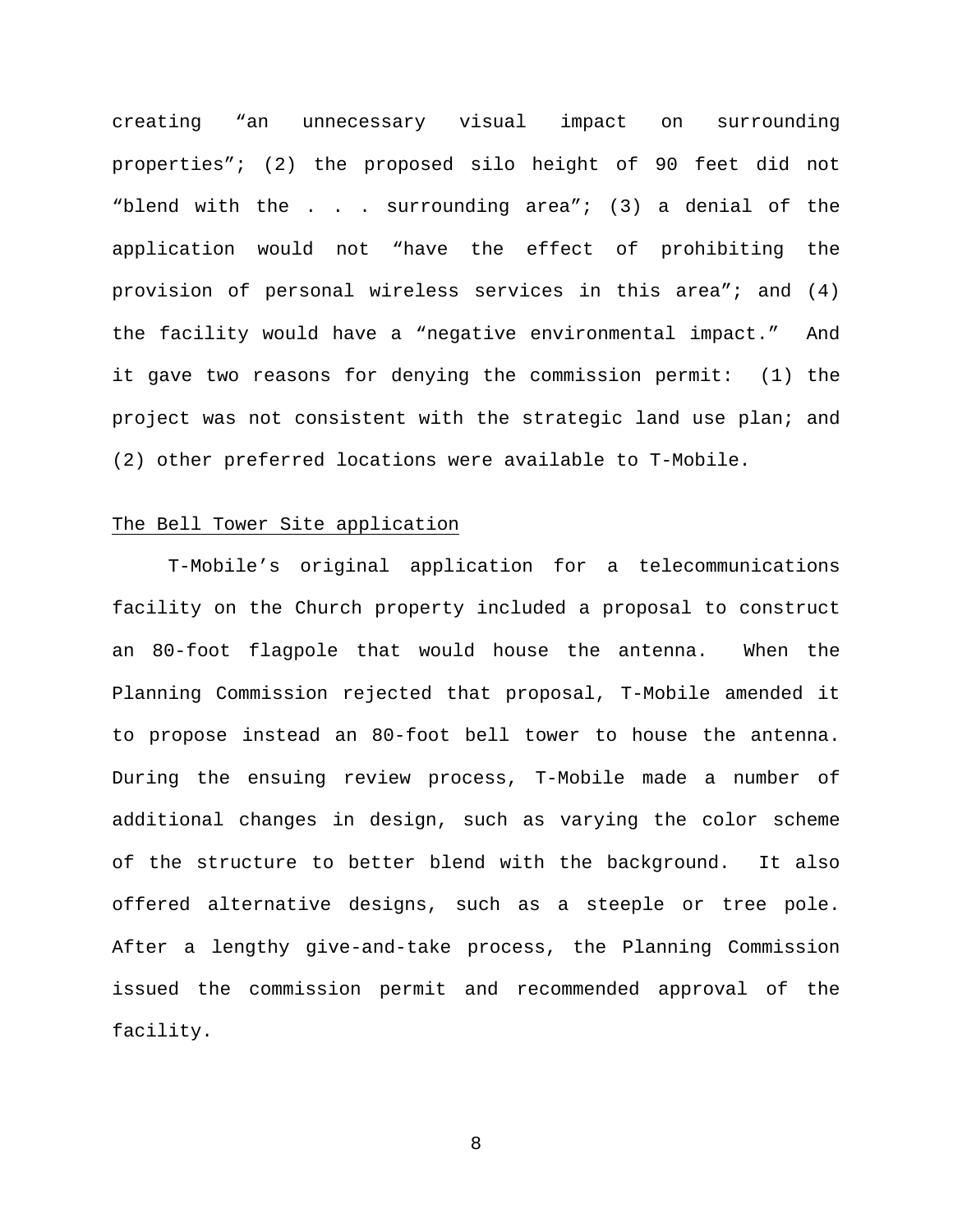creating “an unnecessary visual impact on surrounding properties”; (2) the proposed silo height of 90 feet did not “blend with the . . . surrounding area”; (3) a denial of the application would not “have the effect of prohibiting the provision of personal wireless services in this area”; and (4) the facility would have a “negative environmental impact.” And it gave two reasons for denying the commission permit: (1) the project was not consistent with the strategic land use plan; and (2) other preferred locations were available to T-Mobile.

<u>The Bell Tower Site application</u>

T-Mobile’s original application for a telecommunications facility on the Church property included a proposal to construct an 80-foot flagpole that would house the antenna. When the Planning Commission rejected that proposal, T-Mobile amended it to propose instead an 80-foot bell tower to house the antenna. During the ensuing review process, T-Mobile made a number of additional changes in design, such as varying the color scheme of the structure to better blend with the background. It also offered alternative designs, such as a steeple or tree pole. After a lengthy give-and-take process, the Planning Commission issued the commission permit and recommended approval of the facility.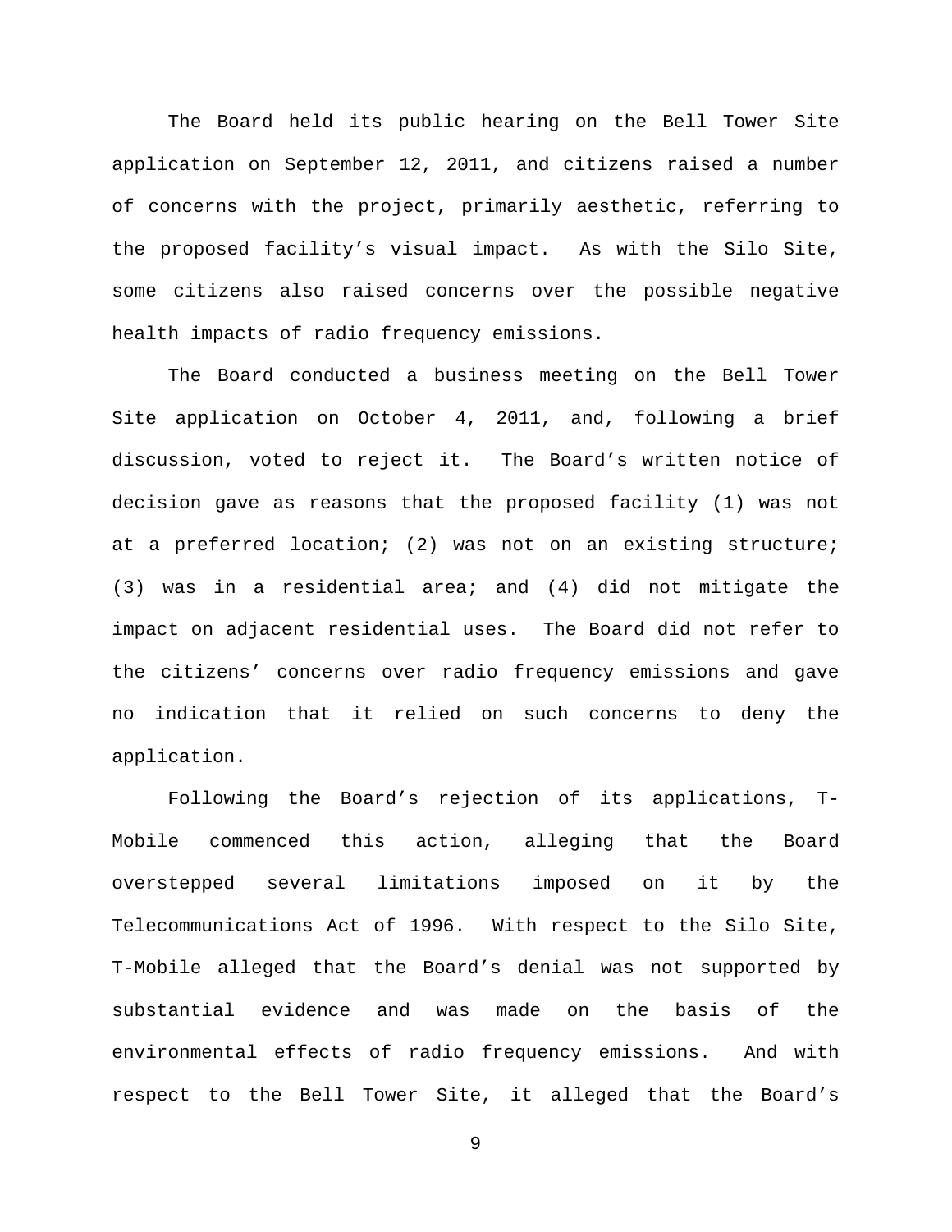The Board held its public hearing on the Bell Tower Site application on September 12, 2011, and citizens raised a number of concerns with the project, primarily aesthetic, referring to the proposed facility's visual impact. As with the Silo Site, some citizens also raised concerns over the possible negative health impacts of radio frequency emissions.

The Board conducted a business meeting on the Bell Tower Site application on October 4, 2011, and, following a brief discussion, voted to reject it. The Board's written notice of decision gave as reasons that the proposed facility (1) was not at a preferred location; (2) was not on an existing structure; (3) was in a residential area; and (4) did not mitigate the impact on adjacent residential uses. The Board did not refer to the citizens' concerns over radio frequency emissions and gave no indication that it relied on such concerns to deny the application.

Following the Board's rejection of its applications, T-Mobile commenced this action, alleging that the Board overstepped several limitations imposed on it by the Telecommunications Act of 1996. With respect to the Silo Site, T-Mobile alleged that the Board's denial was not supported by substantial evidence and was made on the basis of the environmental effects of radio frequency emissions. And with respect to the Bell Tower Site, it alleged that the Board's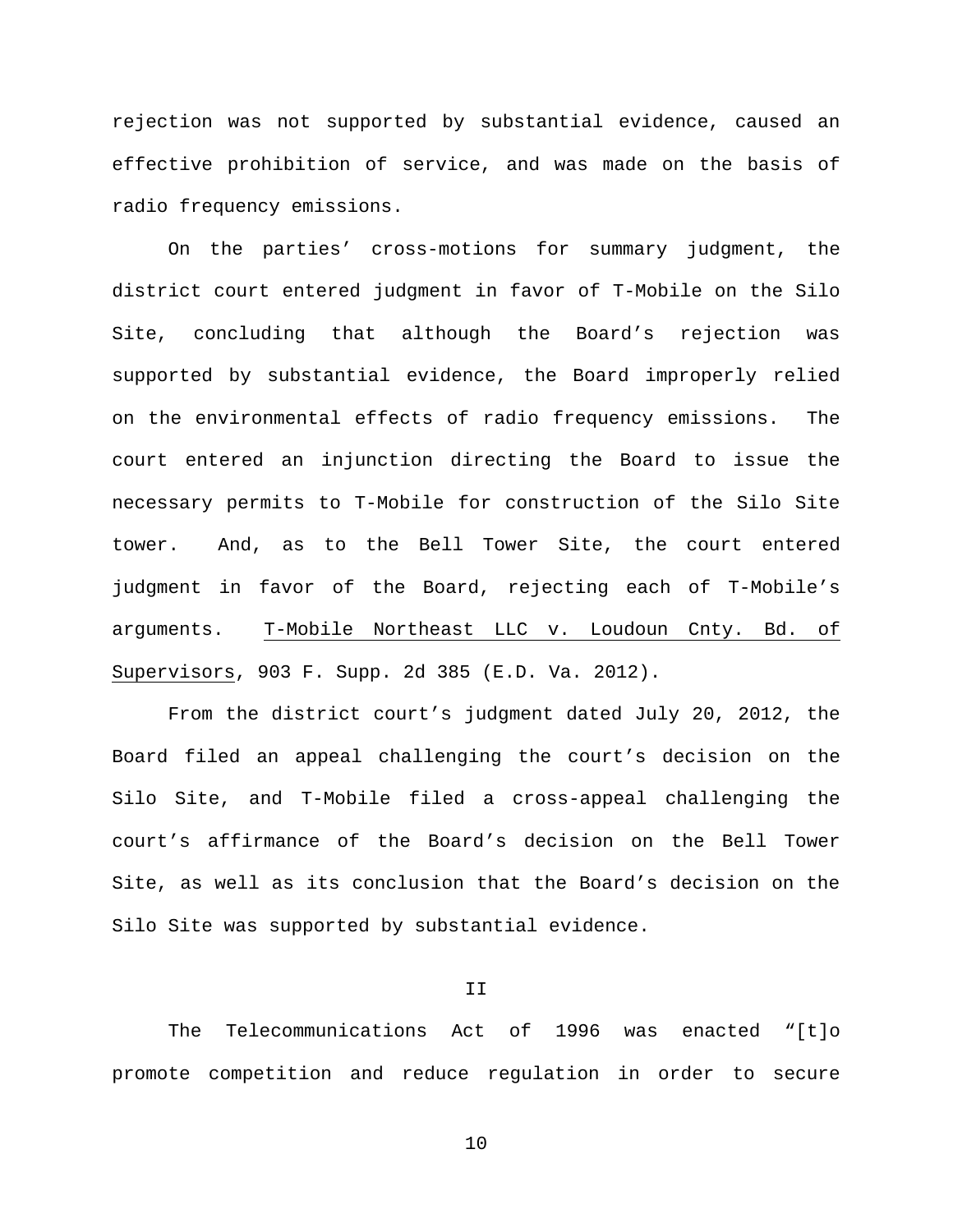rejection was not supported by substantial evidence, caused an effective prohibition of service, and was made on the basis of radio frequency emissions.

On the parties' cross-motions for summary judgment, the district court entered judgment in favor of T-Mobile on the Silo Site, concluding that although the Board's rejection was supported by substantial evidence, the Board improperly relied on the environmental effects of radio frequency emissions. The court entered an injunction directing the Board to issue the necessary permits to T-Mobile for construction of the Silo Site tower. And, as to the Bell Tower Site, the court entered judgment in favor of the Board, rejecting each of T-Mobile's arguments. T-Mobile Northeast LLC v. Loudoun Cnty. Bd. of Supervisors, 903 F. Supp. 2d 385 (E.D. Va. 2012).

From the district court's judgment dated July 20, 2012, the Board filed an appeal challenging the court's decision on the Silo Site, and T-Mobile filed a cross-appeal challenging the court's affirmance of the Board's decision on the Bell Tower Site, as well as its conclusion that the Board's decision on the Silo Site was supported by substantial evidence.

## II

The Telecommunications Act of 1996 was enacted "[t]o promote competition and reduce regulation in order to secure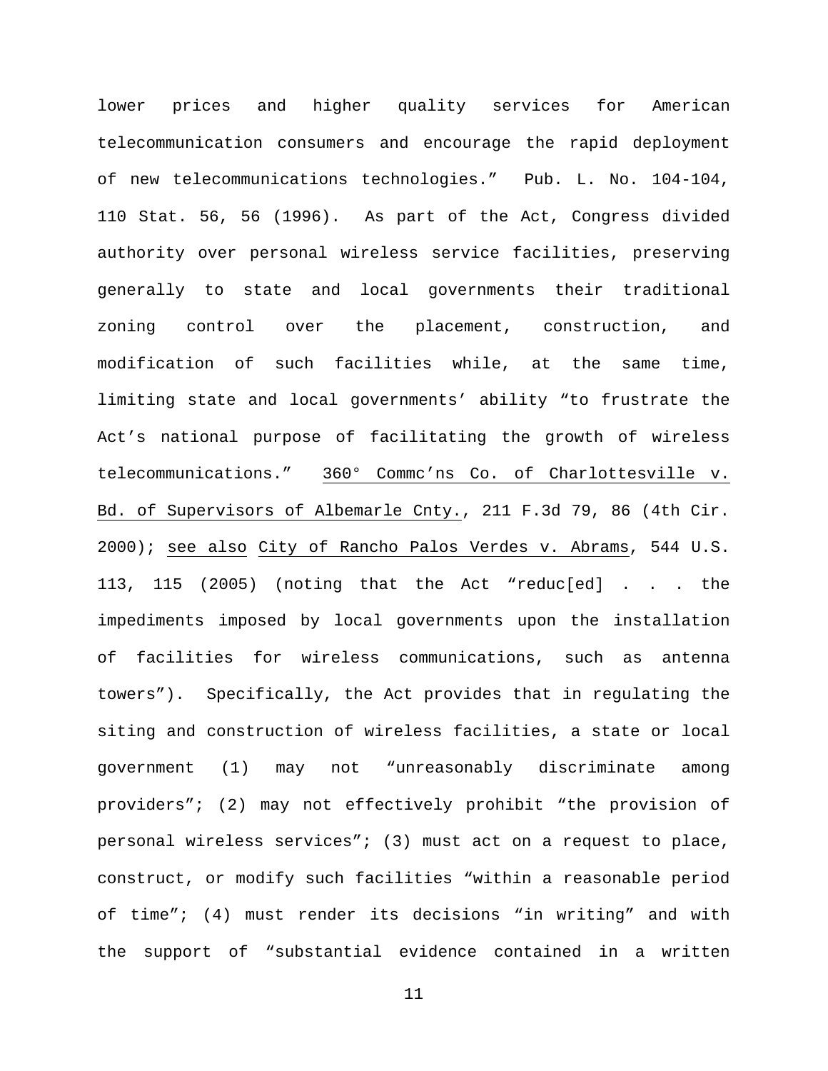lower prices and higher quality services for American telecommunication consumers and encourage the rapid deployment of new telecommunications technologies." Pub. L. No. 104-104, 110 Stat. 56, 56 (1996). As part of the Act, Congress divided authority over personal wireless service facilities, preserving generally to state and local governments their traditional zoning control over the placement, construction, and modification of such facilities while, at the same time, limiting state and local governments' ability "to frustrate the Act's national purpose of facilitating the growth of wireless telecommunications." 360° Commc'ns Co. of Charlottesville v. Bd. of Supervisors of Albemarle Cnty., 211 F.3d 79, 86 (4th Cir. 2000); see also City of Rancho Palos Verdes v. Abrams, 544 U.S. 113, 115 (2005) (noting that the Act "reduc[ed] . . . the impediments imposed by local governments upon the installation of facilities for wireless communications, such as antenna towers"). Specifically, the Act provides that in regulating the siting and construction of wireless facilities, a state or local government (1) may not "unreasonably discriminate among providers"; (2) may not effectively prohibit "the provision of personal wireless services"; (3) must act on a request to place, construct, or modify such facilities "within a reasonable period of time"; (4) must render its decisions "in writing" and with the support of "substantial evidence contained in a written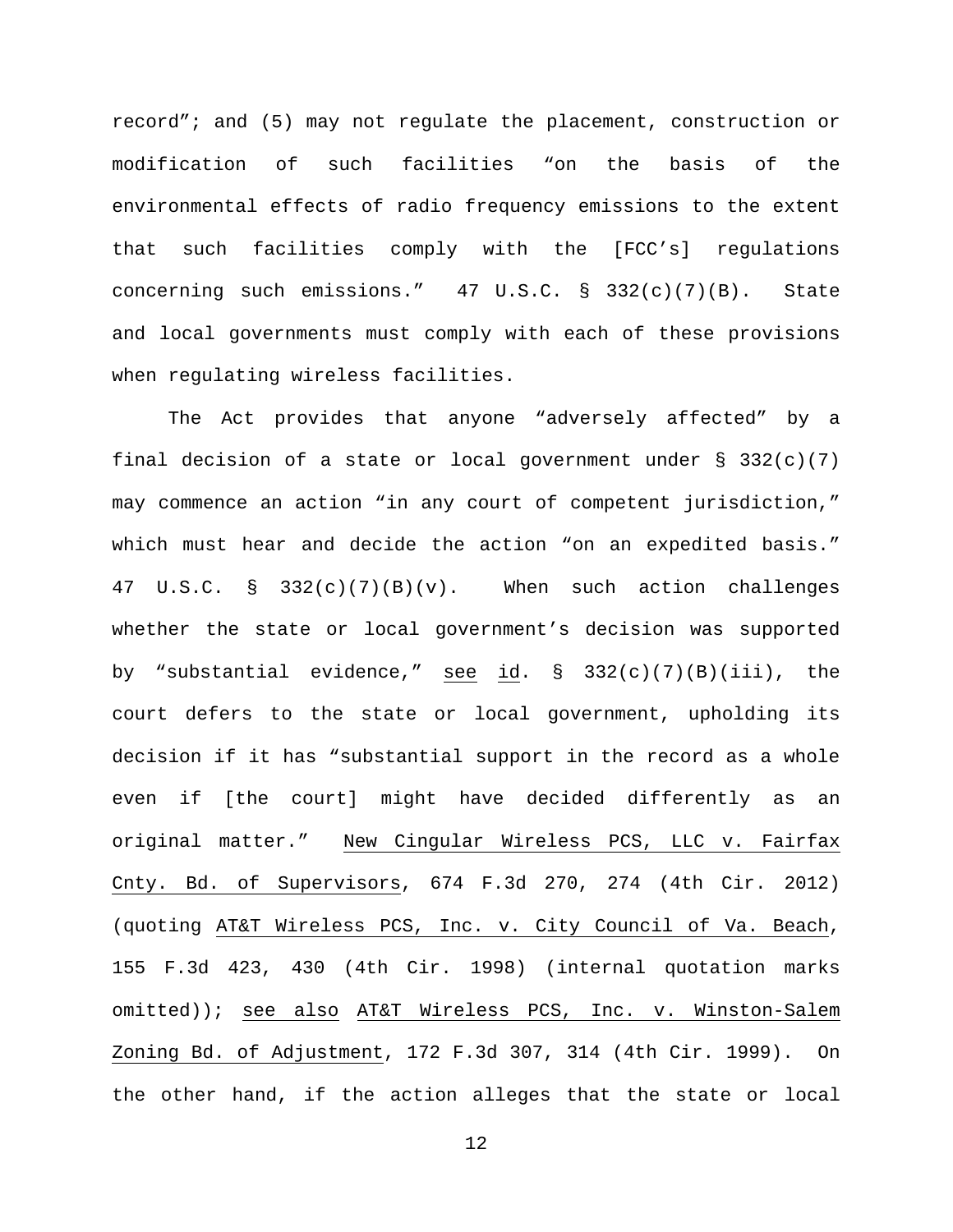record"; and (5) may not regulate the placement, construction or modification of such facilities "on the basis of the environmental effects of radio frequency emissions to the extent that such facilities comply with the [FCC's] regulations concerning such emissions." 47 U.S.C. § 332(c)(7)(B). State and local governments must comply with each of these provisions when regulating wireless facilities.

The Act provides that anyone "adversely affected" by a final decision of a state or local government under § 332(c)(7) may commence an action "in any court of competent jurisdiction," which must hear and decide the action "on an expedited basis." 47 U.S.C. § 332(c)(7)(B)(v). When such action challenges whether the state or local government's decision was supported by "substantial evidence," see id. § 332(c)(7)(B)(iii), the court defers to the state or local government, upholding its decision if it has "substantial support in the record as a whole even if [the court] might have decided differently as an original matter." New Cingular Wireless PCS, LLC v. Fairfax Cnty. Bd. of Supervisors, 674 F.3d 270, 274 (4th Cir. 2012) (quoting AT&T Wireless PCS, Inc. v. City Council of Va. Beach, 155 F.3d 423, 430 (4th Cir. 1998) (internal quotation marks omitted)); see also AT&T Wireless PCS, Inc. v. Winston-Salem Zoning Bd. of Adjustment, 172 F.3d 307, 314 (4th Cir. 1999). On the other hand, if the action alleges that the state or local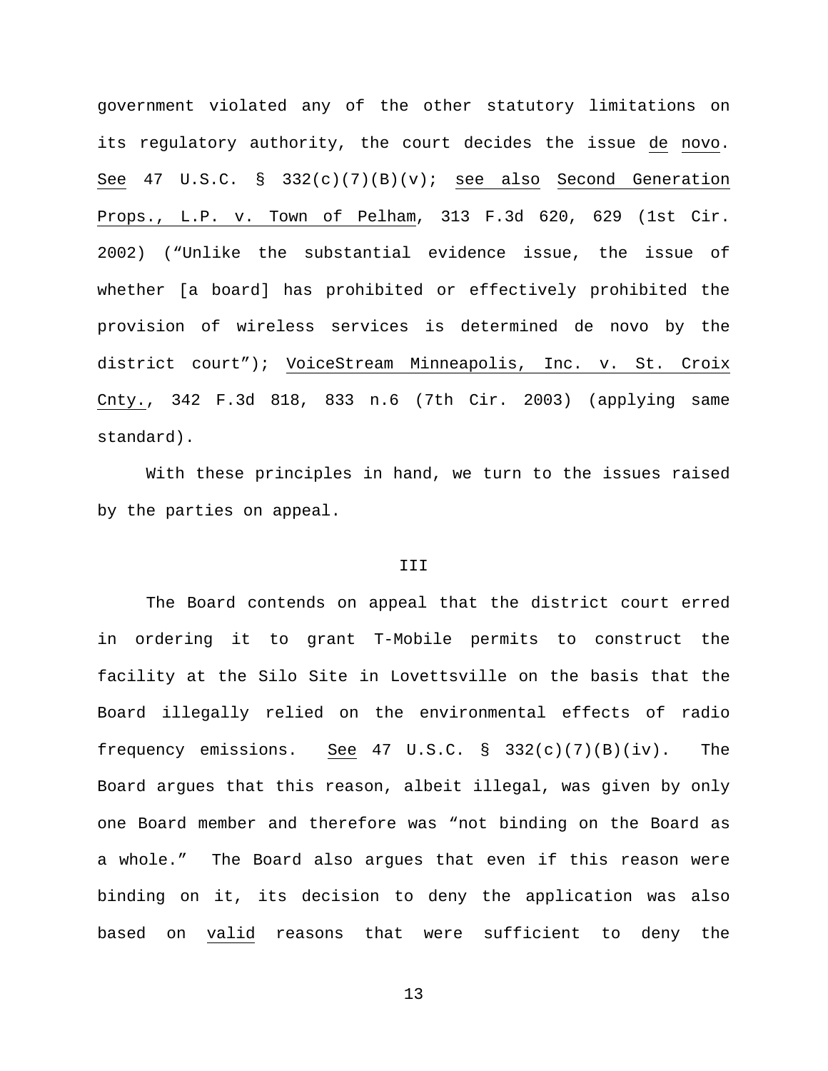government violated any of the other statutory limitations on its regulatory authority, the court decides the issue _de novo_. _See_ 47 U.S.C. § 332(c)(7)(B)(v); _see also_ _Second Generation Props., L.P. v. Town of Pelham_, 313 F.3d 620, 629 (1st Cir. 2002) ("Unlike the substantial evidence issue, the issue of whether [a board] has prohibited or effectively prohibited the provision of wireless services is determined de novo by the district court"); _VoiceStream Minneapolis, Inc. v. St. Croix Cnty._, 342 F.3d 818, 833 n.6 (7th Cir. 2003) (applying same standard).

With these principles in hand, we turn to the issues raised by the parties on appeal.

III

The Board contends on appeal that the district court erred in ordering it to grant T-Mobile permits to construct the facility at the Silo Site in Lovettsville on the basis that the Board illegally relied on the environmental effects of radio frequency emissions. _See_ 47 U.S.C. § 332(c)(7)(B)(iv). The Board argues that this reason, albeit illegal, was given by only one Board member and therefore was "not binding on the Board as a whole." The Board also argues that even if this reason were binding on it, its decision to deny the application was also based on _valid_ reasons that were sufficient to deny the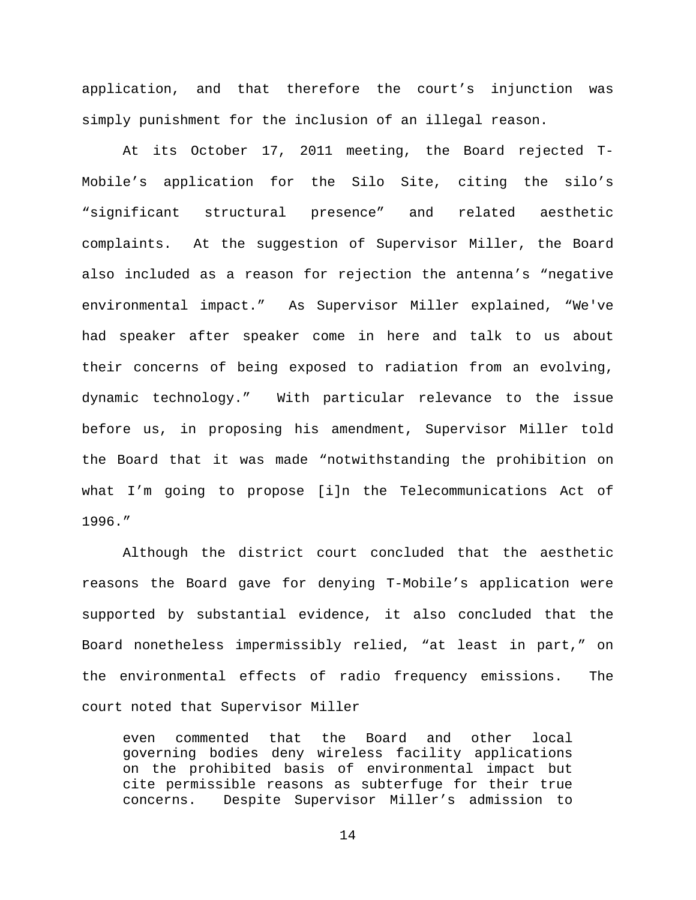application, and that therefore the court's injunction was simply punishment for the inclusion of an illegal reason.

At its October 17, 2011 meeting, the Board rejected T-Mobile's application for the Silo Site, citing the silo's "significant structural presence" and related aesthetic complaints. At the suggestion of Supervisor Miller, the Board also included as a reason for rejection the antenna's "negative environmental impact." As Supervisor Miller explained, "We've had speaker after speaker come in here and talk to us about their concerns of being exposed to radiation from an evolving, dynamic technology." With particular relevance to the issue before us, in proposing his amendment, Supervisor Miller told the Board that it was made "notwithstanding the prohibition on what I'm going to propose [i]n the Telecommunications Act of 1996."

Although the district court concluded that the aesthetic reasons the Board gave for denying T-Mobile's application were supported by substantial evidence, it also concluded that the Board nonetheless impermissibly relied, "at least in part," on the environmental effects of radio frequency emissions. The court noted that Supervisor Miller

> even commented that the Board and other local governing bodies deny wireless facility applications on the prohibited basis of environmental impact but cite permissible reasons as subterfuge for their true concerns. Despite Supervisor Miller's admission to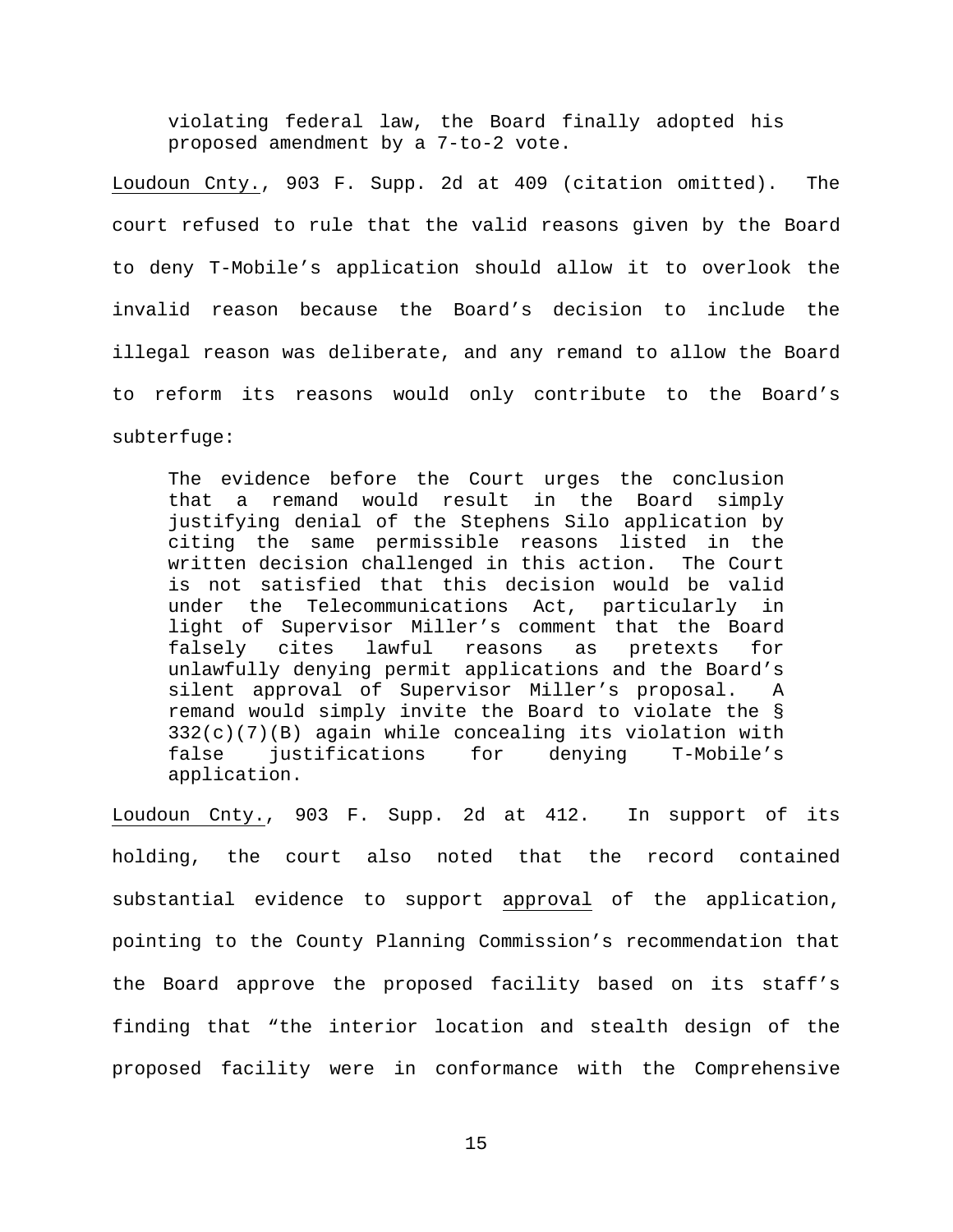> violating federal law, the Board finally adopted his proposed amendment by a 7-to-2 vote.

Loudoun Cnty., 903 F. Supp. 2d at 409 (citation omitted). The court refused to rule that the valid reasons given by the Board to deny T-Mobile's application should allow it to overlook the invalid reason because the Board's decision to include the illegal reason was deliberate, and any remand to allow the Board to reform its reasons would only contribute to the Board's subterfuge:

> The evidence before the Court urges the conclusion that a remand would result in the Board simply justifying denial of the Stephens Silo application by citing the same permissible reasons listed in the written decision challenged in this action. The Court is not satisfied that this decision would be valid under the Telecommunications Act, particularly in light of Supervisor Miller's comment that the Board falsely cites lawful reasons as pretexts for unlawfully denying permit applications and the Board's silent approval of Supervisor Miller's proposal. A remand would simply invite the Board to violate the § 332(c)(7)(B) again while concealing its violation with false justifications for denying T-Mobile's application.

Loudoun Cnty., 903 F. Supp. 2d at 412. In support of its holding, the court also noted that the record contained substantial evidence to support approval of the application, pointing to the County Planning Commission's recommendation that the Board approve the proposed facility based on its staff's finding that "the interior location and stealth design of the proposed facility were in conformance with the Comprehensive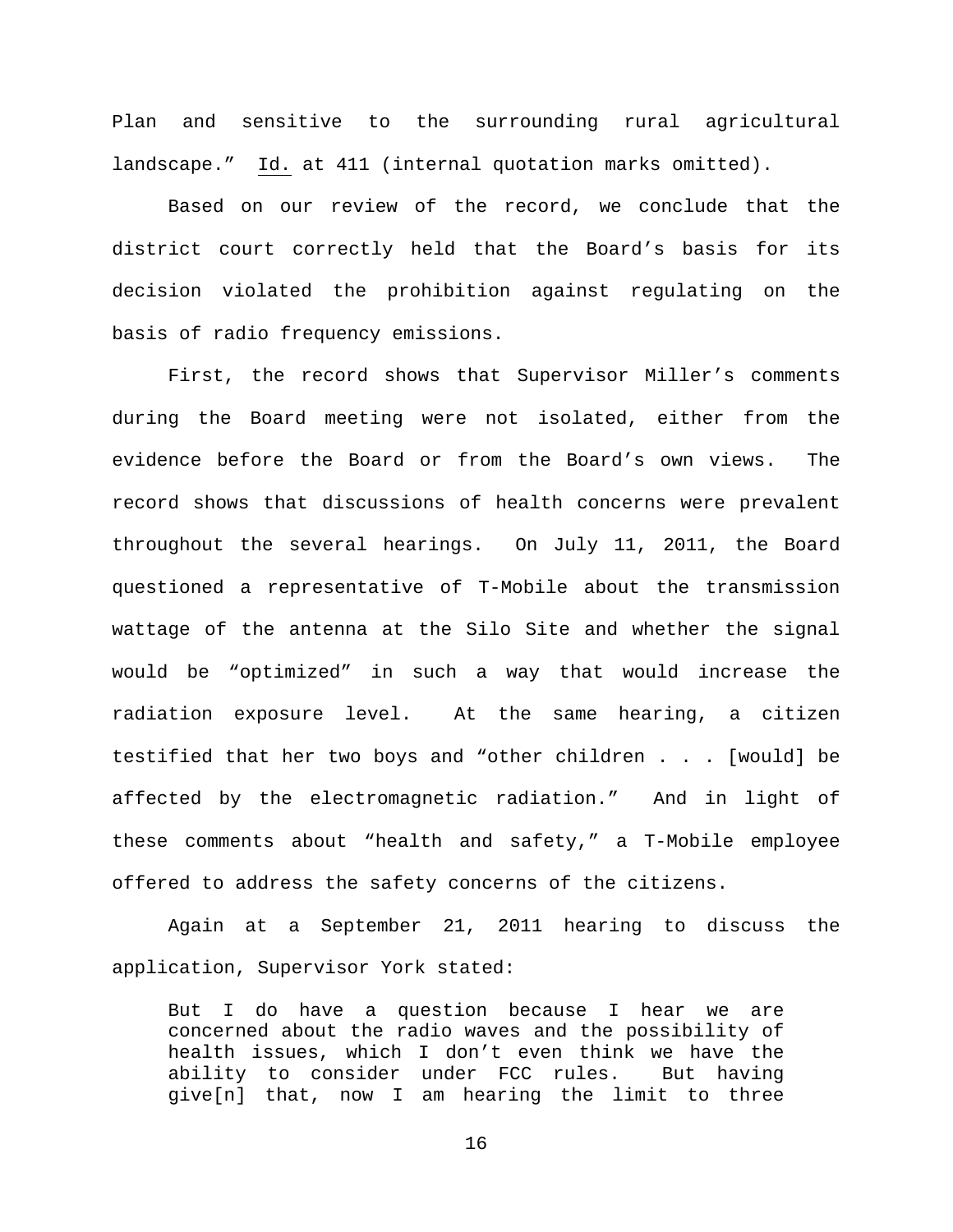Plan and sensitive to the surrounding rural agricultural landscape." Id. at 411 (internal quotation marks omitted).

Based on our review of the record, we conclude that the district court correctly held that the Board's basis for its decision violated the prohibition against regulating on the basis of radio frequency emissions.

First, the record shows that Supervisor Miller's comments during the Board meeting were not isolated, either from the evidence before the Board or from the Board's own views. The record shows that discussions of health concerns were prevalent throughout the several hearings. On July 11, 2011, the Board questioned a representative of T-Mobile about the transmission wattage of the antenna at the Silo Site and whether the signal would be "optimized" in such a way that would increase the radiation exposure level. At the same hearing, a citizen testified that her two boys and "other children . . . [would] be affected by the electromagnetic radiation." And in light of these comments about "health and safety," a T-Mobile employee offered to address the safety concerns of the citizens.

Again at a September 21, 2011 hearing to discuss the application, Supervisor York stated:

> But I do have a question because I hear we are concerned about the radio waves and the possibility of health issues, which I don't even think we have the ability to consider under FCC rules. But having give[n] that, now I am hearing the limit to three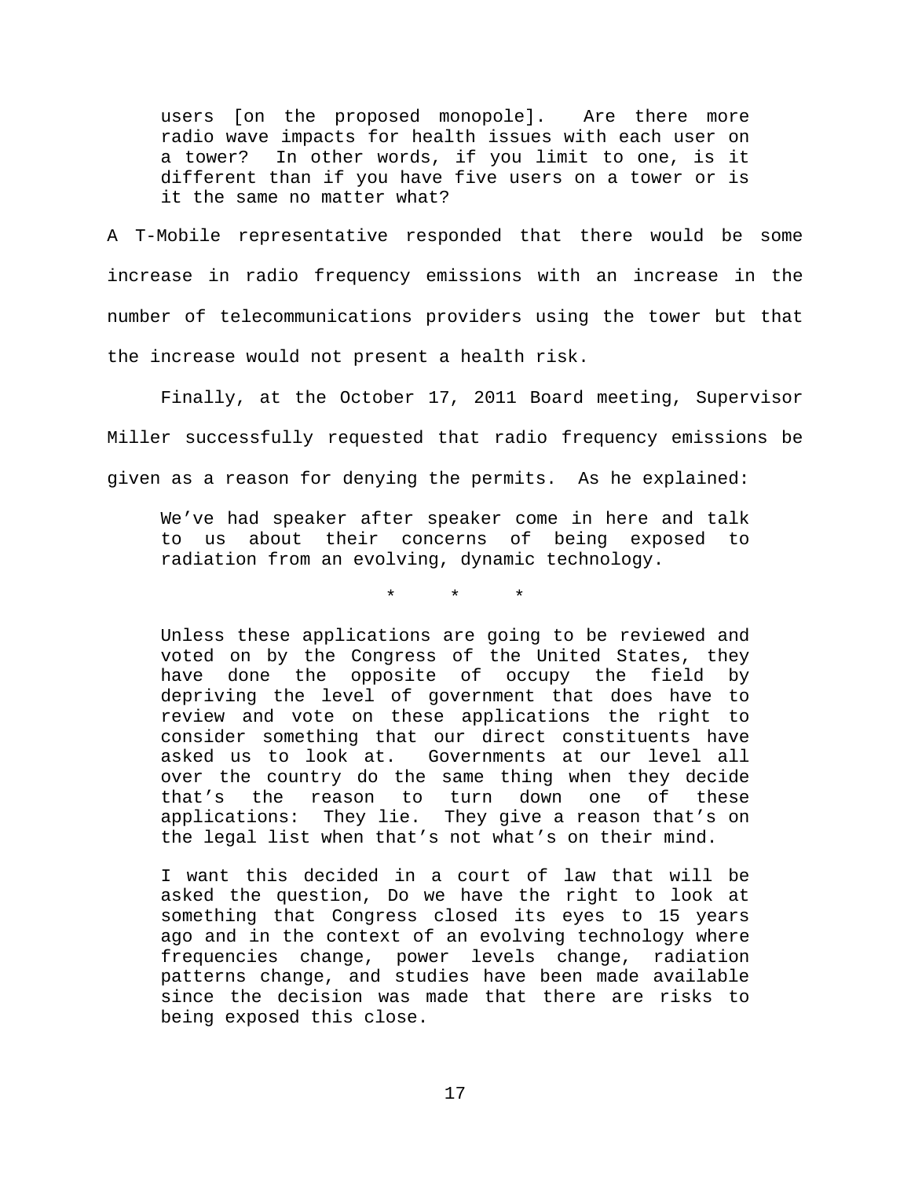> users [on the proposed monopole]. Are there more radio wave impacts for health issues with each user on a tower? In other words, if you limit to one, is it different than if you have five users on a tower or is it the same no matter what?

A T-Mobile representative responded that there would be some increase in radio frequency emissions with an increase in the number of telecommunications providers using the tower but that the increase would not present a health risk.

Finally, at the October 17, 2011 Board meeting, Supervisor Miller successfully requested that radio frequency emissions be given as a reason for denying the permits. As he explained:

> We've had speaker after speaker come in here and talk to us about their concerns of being exposed to radiation from an evolving, dynamic technology.
>
> \* \* \*
>
> Unless these applications are going to be reviewed and voted on by the Congress of the United States, they have done the opposite of occupy the field by depriving the level of government that does have to review and vote on these applications the right to consider something that our direct constituents have asked us to look at. Governments at our level all over the country do the same thing when they decide that's the reason to turn down one of these applications: They lie. They give a reason that's on the legal list when that's not what's on their mind.
>
> I want this decided in a court of law that will be asked the question, Do we have the right to look at something that Congress closed its eyes to 15 years ago and in the context of an evolving technology where frequencies change, power levels change, radiation patterns change, and studies have been made available since the decision was made that there are risks to being exposed this close.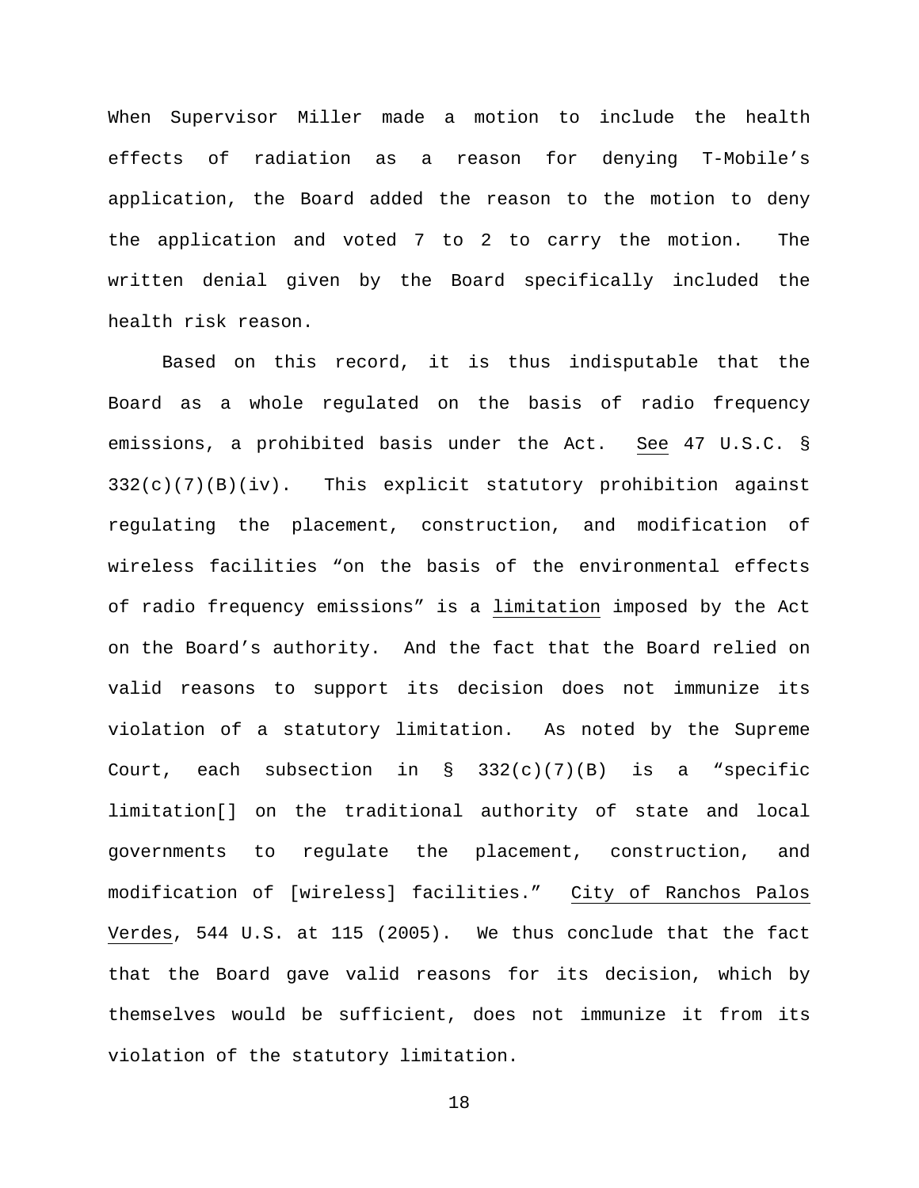When Supervisor Miller made a motion to include the health effects of radiation as a reason for denying T-Mobile's application, the Board added the reason to the motion to deny the application and voted 7 to 2 to carry the motion. The written denial given by the Board specifically included the health risk reason.

Based on this record, it is thus indisputable that the Board as a whole regulated on the basis of radio frequency emissions, a prohibited basis under the Act. See 47 U.S.C. § 332(c)(7)(B)(iv). This explicit statutory prohibition against regulating the placement, construction, and modification of wireless facilities "on the basis of the environmental effects of radio frequency emissions" is a limitation imposed by the Act on the Board's authority. And the fact that the Board relied on valid reasons to support its decision does not immunize its violation of a statutory limitation. As noted by the Supreme Court, each subsection in § 332(c)(7)(B) is a "specific limitation[] on the traditional authority of state and local governments to regulate the placement, construction, and modification of [wireless] facilities." City of Ranchos Palos Verdes, 544 U.S. at 115 (2005). We thus conclude that the fact that the Board gave valid reasons for its decision, which by themselves would be sufficient, does not immunize it from its violation of the statutory limitation.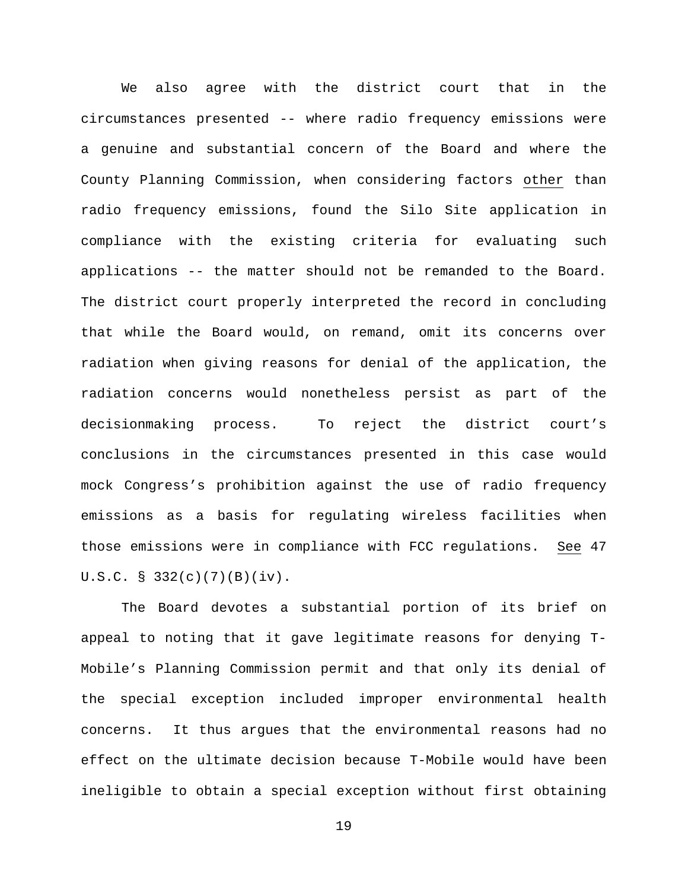We also agree with the district court that in the circumstances presented -- where radio frequency emissions were a genuine and substantial concern of the Board and where the County Planning Commission, when considering factors other than radio frequency emissions, found the Silo Site application in compliance with the existing criteria for evaluating such applications -- the matter should not be remanded to the Board. The district court properly interpreted the record in concluding that while the Board would, on remand, omit its concerns over radiation when giving reasons for denial of the application, the radiation concerns would nonetheless persist as part of the decisionmaking process. To reject the district court's conclusions in the circumstances presented in this case would mock Congress's prohibition against the use of radio frequency emissions as a basis for regulating wireless facilities when those emissions were in compliance with FCC regulations. See 47 U.S.C. § 332(c)(7)(B)(iv).

The Board devotes a substantial portion of its brief on appeal to noting that it gave legitimate reasons for denying T-Mobile's Planning Commission permit and that only its denial of the special exception included improper environmental health concerns. It thus argues that the environmental reasons had no effect on the ultimate decision because T-Mobile would have been ineligible to obtain a special exception without first obtaining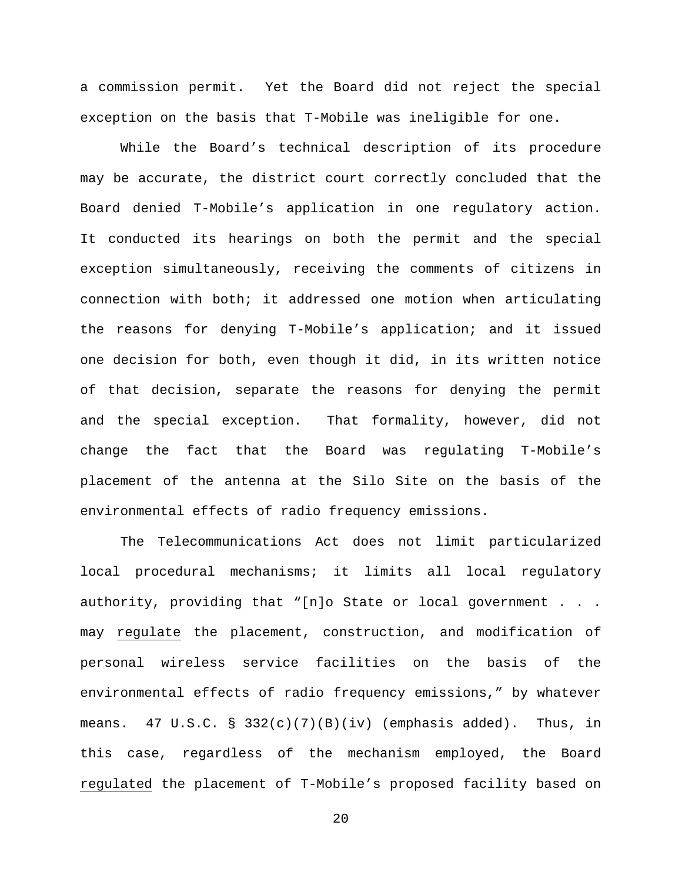a commission permit. Yet the Board did not reject the special exception on the basis that T-Mobile was ineligible for one.

While the Board's technical description of its procedure may be accurate, the district court correctly concluded that the Board denied T-Mobile's application in one regulatory action. It conducted its hearings on both the permit and the special exception simultaneously, receiving the comments of citizens in connection with both; it addressed one motion when articulating the reasons for denying T-Mobile's application; and it issued one decision for both, even though it did, in its written notice of that decision, separate the reasons for denying the permit and the special exception. That formality, however, did not change the fact that the Board was regulating T-Mobile's placement of the antenna at the Silo Site on the basis of the environmental effects of radio frequency emissions.

The Telecommunications Act does not limit particularized local procedural mechanisms; it limits all local regulatory authority, providing that "[n]o State or local government . . . may <u>regulate</u> the placement, construction, and modification of personal wireless service facilities on the basis of the environmental effects of radio frequency emissions," by whatever means. 47 U.S.C. § 332(c)(7)(B)(iv) (emphasis added). Thus, in this case, regardless of the mechanism employed, the Board <u>regulated</u> the placement of T-Mobile's proposed facility based on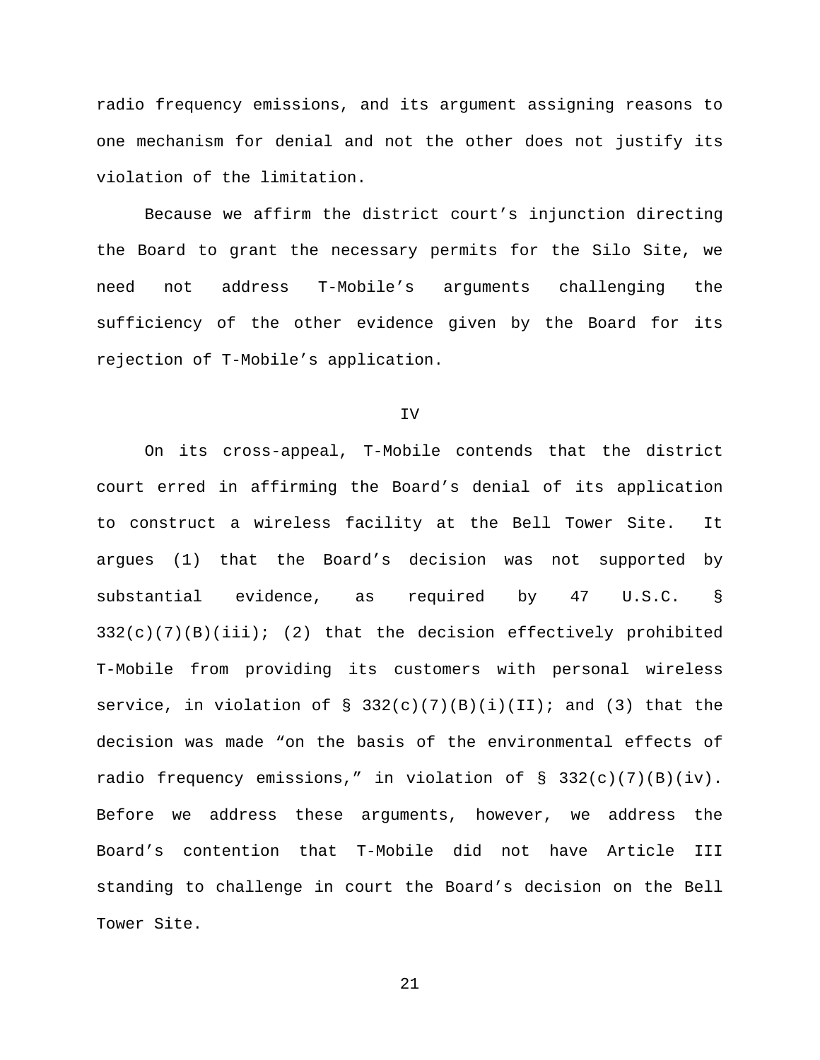radio frequency emissions, and its argument assigning reasons to one mechanism for denial and not the other does not justify its violation of the limitation.

Because we affirm the district court's injunction directing the Board to grant the necessary permits for the Silo Site, we need not address T-Mobile's arguments challenging the sufficiency of the other evidence given by the Board for its rejection of T-Mobile's application.

## IV

On its cross-appeal, T-Mobile contends that the district court erred in affirming the Board's denial of its application to construct a wireless facility at the Bell Tower Site. It argues (1) that the Board's decision was not supported by substantial evidence, as required by 47 U.S.C. § 332(c)(7)(B)(iii); (2) that the decision effectively prohibited T-Mobile from providing its customers with personal wireless service, in violation of § 332(c)(7)(B)(i)(II); and (3) that the decision was made "on the basis of the environmental effects of radio frequency emissions," in violation of § 332(c)(7)(B)(iv). Before we address these arguments, however, we address the Board's contention that T-Mobile did not have Article III standing to challenge in court the Board's decision on the Bell Tower Site.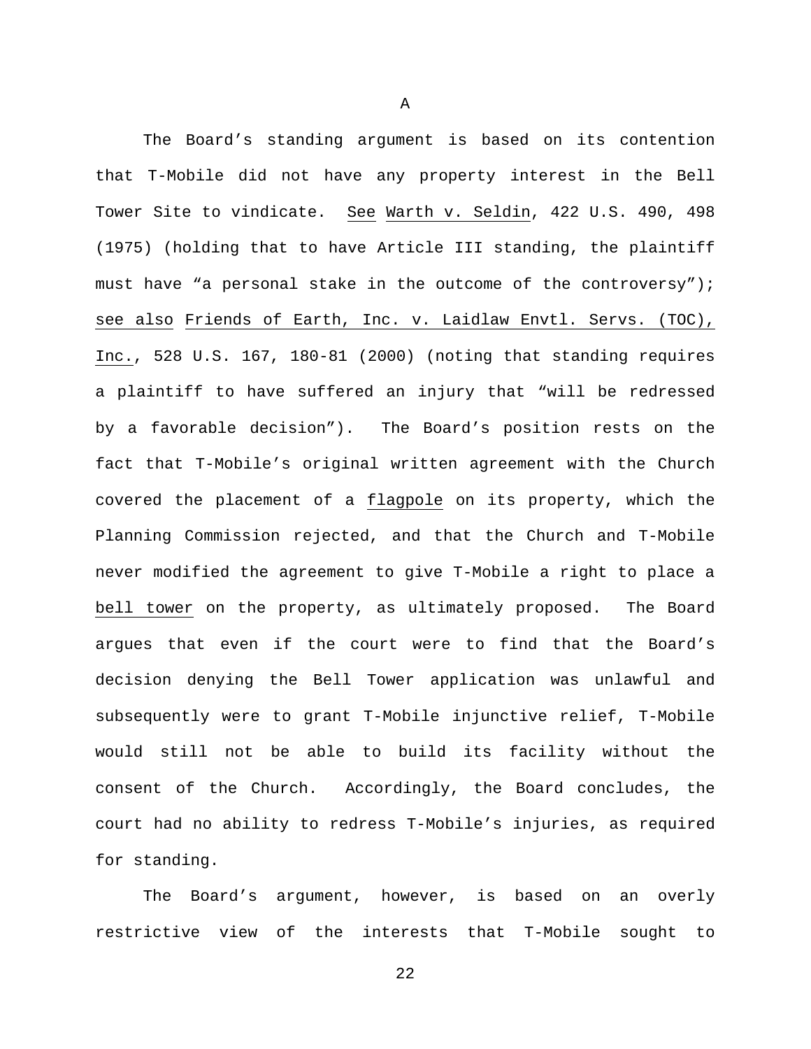A

The Board's standing argument is based on its contention that T-Mobile did not have any property interest in the Bell Tower Site to vindicate. See Warth v. Seldin, 422 U.S. 490, 498 (1975) (holding that to have Article III standing, the plaintiff must have "a personal stake in the outcome of the controversy"); see also Friends of Earth, Inc. v. Laidlaw Envtl. Servs. (TOC), Inc., 528 U.S. 167, 180-81 (2000) (noting that standing requires a plaintiff to have suffered an injury that "will be redressed by a favorable decision"). The Board's position rests on the fact that T-Mobile's original written agreement with the Church covered the placement of a flagpole on its property, which the Planning Commission rejected, and that the Church and T-Mobile never modified the agreement to give T-Mobile a right to place a bell tower on the property, as ultimately proposed. The Board argues that even if the court were to find that the Board's decision denying the Bell Tower application was unlawful and subsequently were to grant T-Mobile injunctive relief, T-Mobile would still not be able to build its facility without the consent of the Church. Accordingly, the Board concludes, the court had no ability to redress T-Mobile's injuries, as required for standing.

The Board's argument, however, is based on an overly restrictive view of the interests that T-Mobile sought to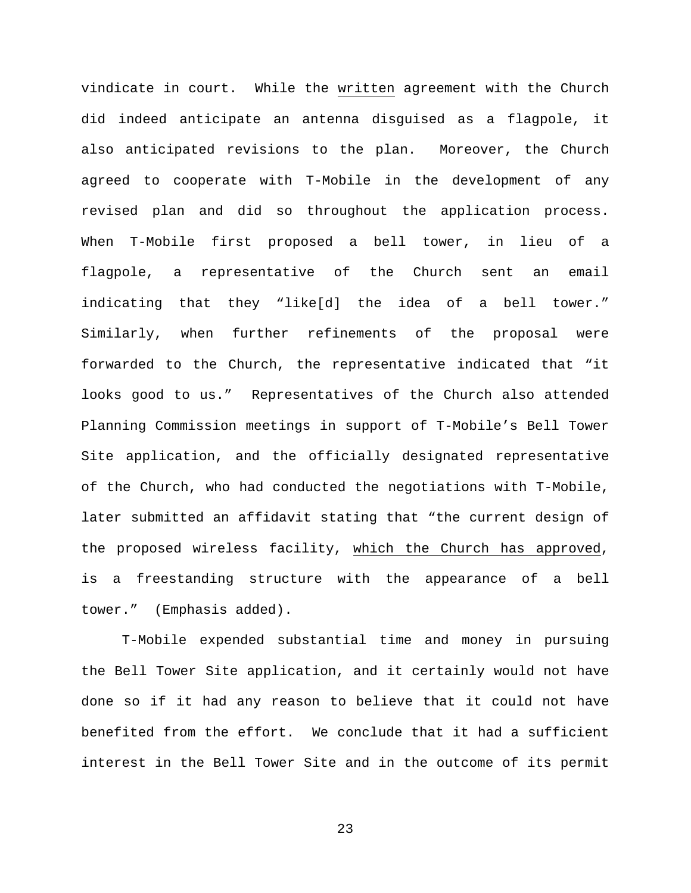vindicate in court. While the <u>written</u> agreement with the Church did indeed anticipate an antenna disguised as a flagpole, it also anticipated revisions to the plan. Moreover, the Church agreed to cooperate with T-Mobile in the development of any revised plan and did so throughout the application process. When T-Mobile first proposed a bell tower, in lieu of a flagpole, a representative of the Church sent an email indicating that they "like[d] the idea of a bell tower." Similarly, when further refinements of the proposal were forwarded to the Church, the representative indicated that "it looks good to us." Representatives of the Church also attended Planning Commission meetings in support of T-Mobile's Bell Tower Site application, and the officially designated representative of the Church, who had conducted the negotiations with T-Mobile, later submitted an affidavit stating that "the current design of the proposed wireless facility, <u>which the Church has approved</u>, is a freestanding structure with the appearance of a bell tower." (Emphasis added).

T-Mobile expended substantial time and money in pursuing the Bell Tower Site application, and it certainly would not have done so if it had any reason to believe that it could not have benefited from the effort. We conclude that it had a sufficient interest in the Bell Tower Site and in the outcome of its permit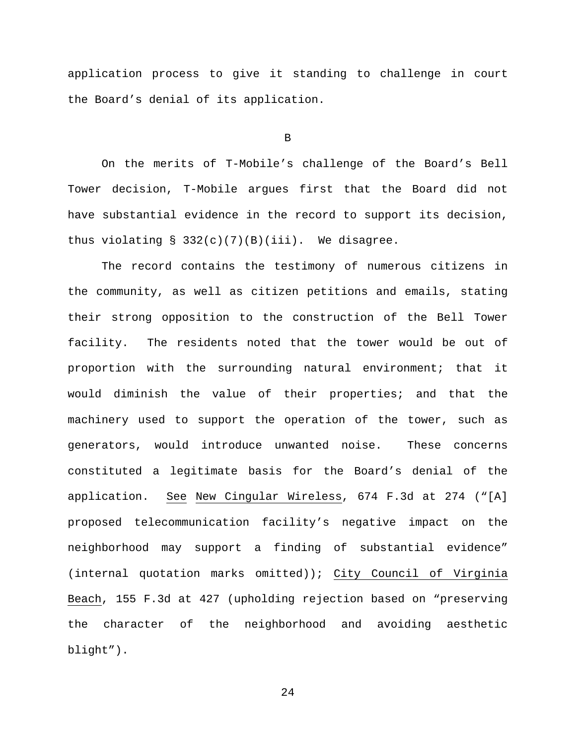application process to give it standing to challenge in court the Board's denial of its application.

B

On the merits of T-Mobile's challenge of the Board's Bell Tower decision, T-Mobile argues first that the Board did not have substantial evidence in the record to support its decision, thus violating § 332(c)(7)(B)(iii). We disagree.

The record contains the testimony of numerous citizens in the community, as well as citizen petitions and emails, stating their strong opposition to the construction of the Bell Tower facility. The residents noted that the tower would be out of proportion with the surrounding natural environment; that it would diminish the value of their properties; and that the machinery used to support the operation of the tower, such as generators, would introduce unwanted noise. These concerns constituted a legitimate basis for the Board's denial of the application. See New Cingular Wireless, 674 F.3d at 274 ("[A] proposed telecommunication facility's negative impact on the neighborhood may support a finding of substantial evidence" (internal quotation marks omitted)); City Council of Virginia Beach, 155 F.3d at 427 (upholding rejection based on "preserving the character of the neighborhood and avoiding aesthetic blight").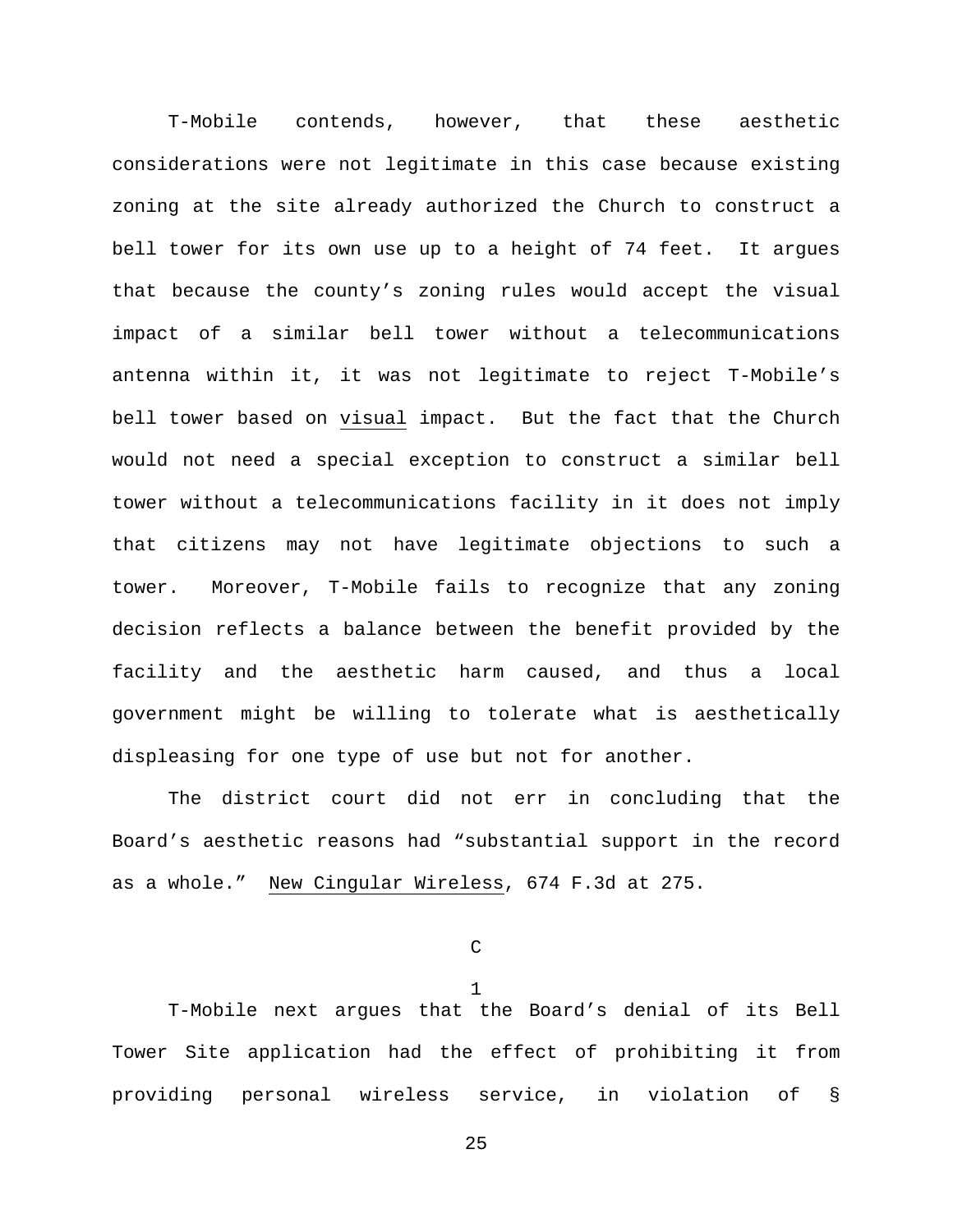T-Mobile contends, however, that these aesthetic considerations were not legitimate in this case because existing zoning at the site already authorized the Church to construct a bell tower for its own use up to a height of 74 feet. It argues that because the county's zoning rules would accept the visual impact of a similar bell tower without a telecommunications antenna within it, it was not legitimate to reject T-Mobile's bell tower based on <u>visual</u> impact. But the fact that the Church would not need a special exception to construct a similar bell tower without a telecommunications facility in it does not imply that citizens may not have legitimate objections to such a tower. Moreover, T-Mobile fails to recognize that any zoning decision reflects a balance between the benefit provided by the facility and the aesthetic harm caused, and thus a local government might be willing to tolerate what is aesthetically displeasing for one type of use but not for another.

The district court did not err in concluding that the Board's aesthetic reasons had "substantial support in the record as a whole." <u>New Cingular Wireless</u>, 674 F.3d at 275.

C

1

T-Mobile next argues that the Board's denial of its Bell Tower Site application had the effect of prohibiting it from providing personal wireless service, in violation of §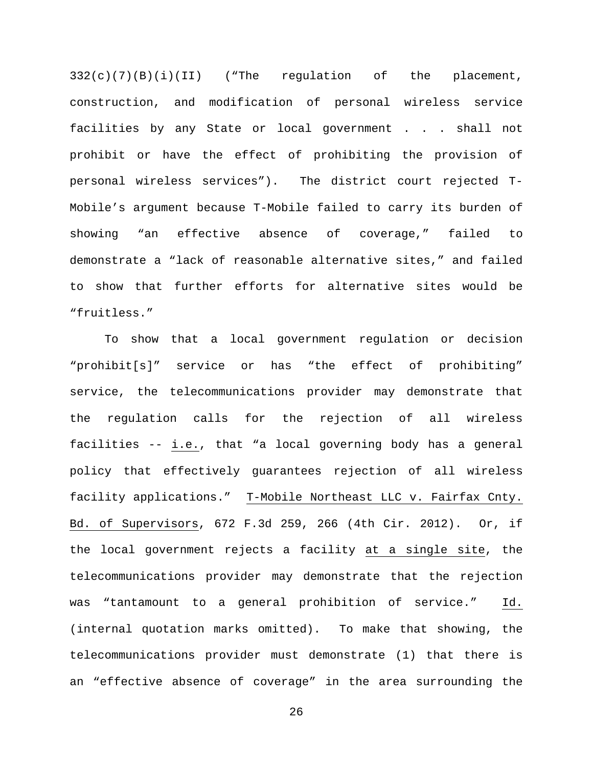332(c)(7)(B)(i)(II) ("The regulation of the placement, construction, and modification of personal wireless service facilities by any State or local government . . . shall not prohibit or have the effect of prohibiting the provision of personal wireless services"). The district court rejected T-Mobile's argument because T-Mobile failed to carry its burden of showing "an effective absence of coverage," failed to demonstrate a "lack of reasonable alternative sites," and failed to show that further efforts for alternative sites would be "fruitless."

To show that a local government regulation or decision "prohibit[s]" service or has "the effect of prohibiting" service, the telecommunications provider may demonstrate that the regulation calls for the rejection of all wireless facilities -- i.e., that "a local governing body has a general policy that effectively guarantees rejection of all wireless facility applications." T-Mobile Northeast LLC v. Fairfax Cnty. Bd. of Supervisors, 672 F.3d 259, 266 (4th Cir. 2012). Or, if the local government rejects a facility at a single site, the telecommunications provider may demonstrate that the rejection was "tantamount to a general prohibition of service." Id. (internal quotation marks omitted). To make that showing, the telecommunications provider must demonstrate (1) that there is an "effective absence of coverage" in the area surrounding the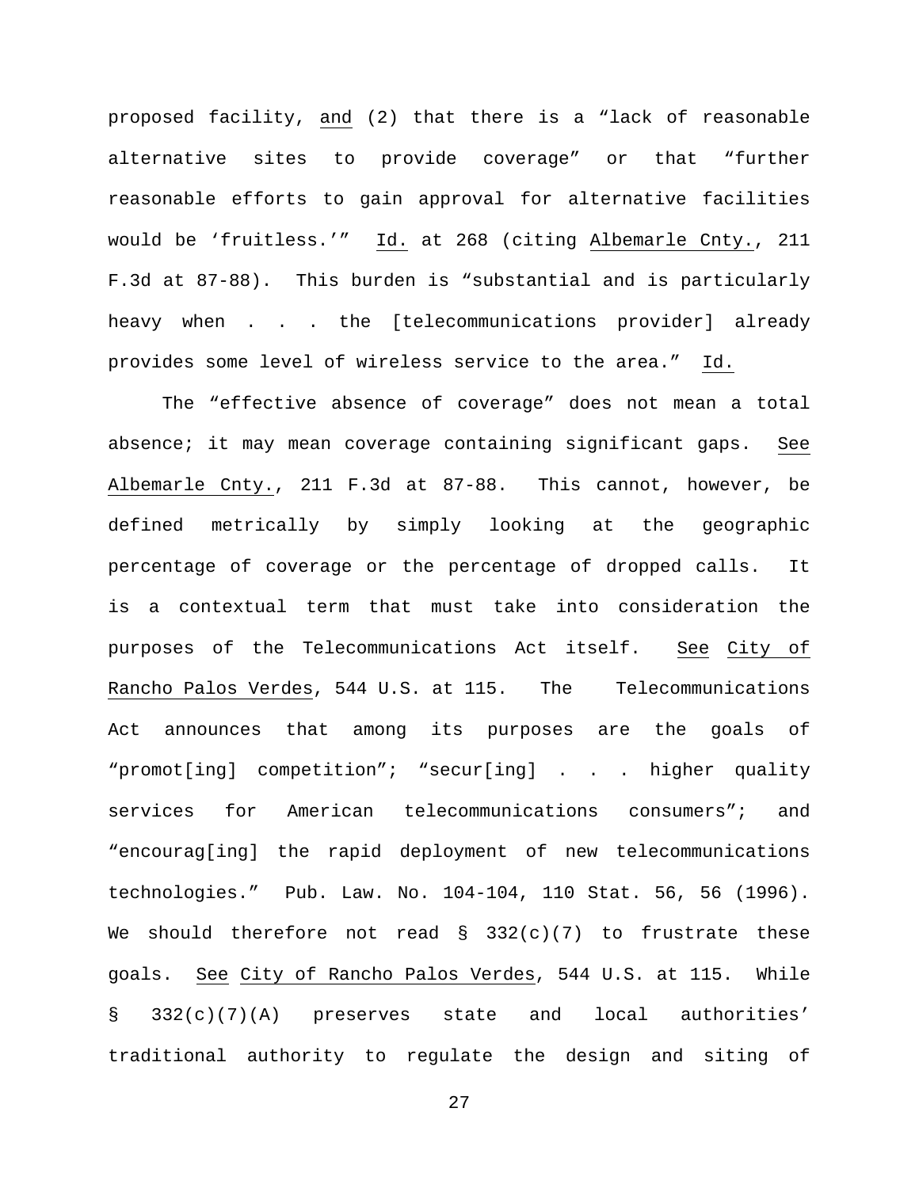proposed facility, and (2) that there is a "lack of reasonable alternative sites to provide coverage" or that "further reasonable efforts to gain approval for alternative facilities would be 'fruitless.'" Id. at 268 (citing Albemarle Cnty., 211 F.3d at 87-88). This burden is "substantial and is particularly heavy when . . . the [telecommunications provider] already provides some level of wireless service to the area." Id.

The "effective absence of coverage" does not mean a total absence; it may mean coverage containing significant gaps. See Albemarle Cnty., 211 F.3d at 87-88. This cannot, however, be defined metrically by simply looking at the geographic percentage of coverage or the percentage of dropped calls. It is a contextual term that must take into consideration the purposes of the Telecommunications Act itself. See City of Rancho Palos Verdes, 544 U.S. at 115. The Telecommunications Act announces that among its purposes are the goals of "promot[ing] competition"; "secur[ing] . . . higher quality services for American telecommunications consumers"; and "encourag[ing] the rapid deployment of new telecommunications technologies." Pub. Law. No. 104-104, 110 Stat. 56, 56 (1996). We should therefore not read § 332(c)(7) to frustrate these goals. See City of Rancho Palos Verdes, 544 U.S. at 115. While § 332(c)(7)(A) preserves state and local authorities' traditional authority to regulate the design and siting of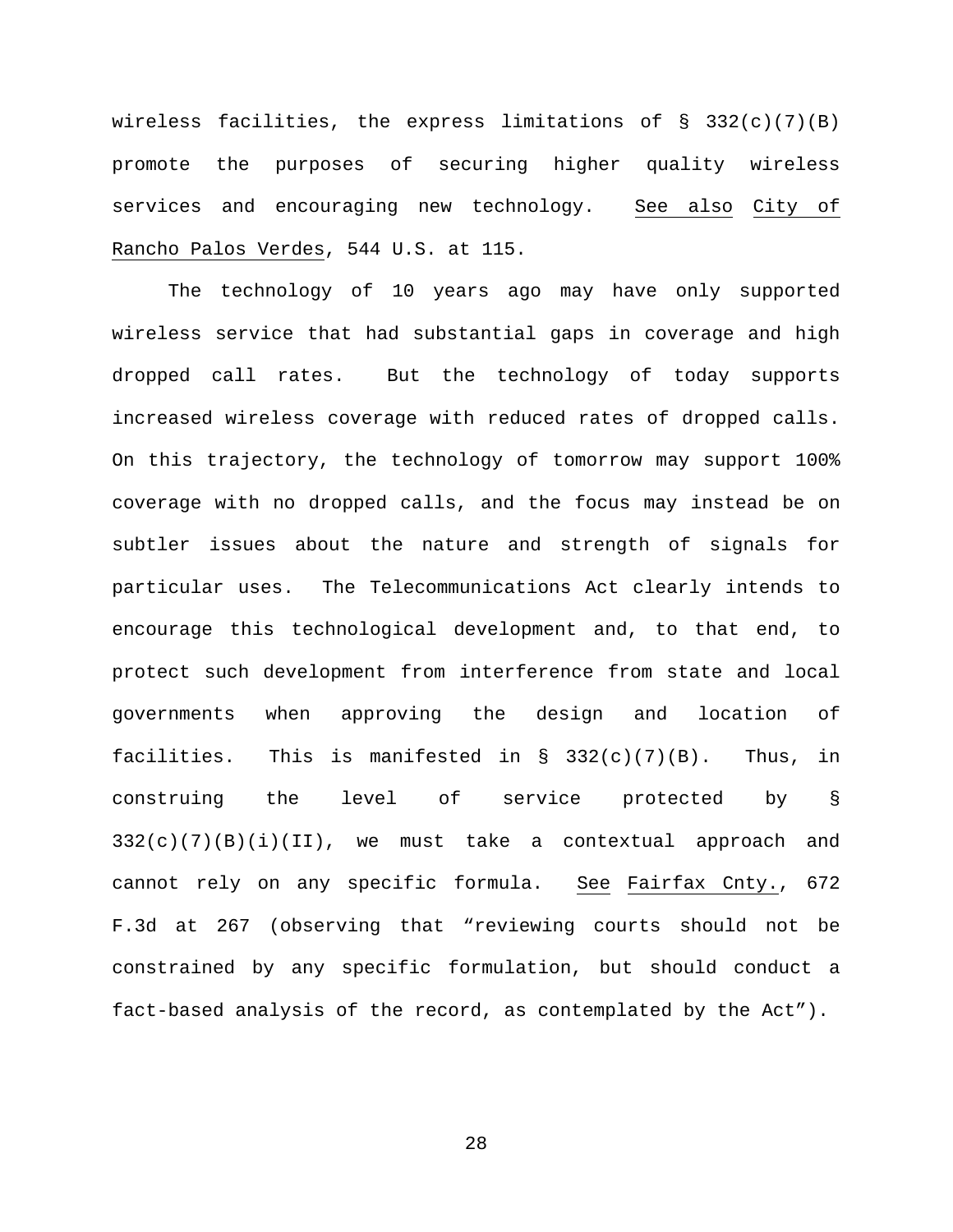wireless facilities, the express limitations of § 332(c)(7)(B) promote the purposes of securing higher quality wireless services and encouraging new technology. See also City of Rancho Palos Verdes, 544 U.S. at 115.

The technology of 10 years ago may have only supported wireless service that had substantial gaps in coverage and high dropped call rates. But the technology of today supports increased wireless coverage with reduced rates of dropped calls. On this trajectory, the technology of tomorrow may support 100% coverage with no dropped calls, and the focus may instead be on subtler issues about the nature and strength of signals for particular uses. The Telecommunications Act clearly intends to encourage this technological development and, to that end, to protect such development from interference from state and local governments when approving the design and location of facilities. This is manifested in § 332(c)(7)(B). Thus, in construing the level of service protected by § 332(c)(7)(B)(i)(II), we must take a contextual approach and cannot rely on any specific formula. See Fairfax Cnty., 672 F.3d at 267 (observing that "reviewing courts should not be constrained by any specific formulation, but should conduct a fact-based analysis of the record, as contemplated by the Act").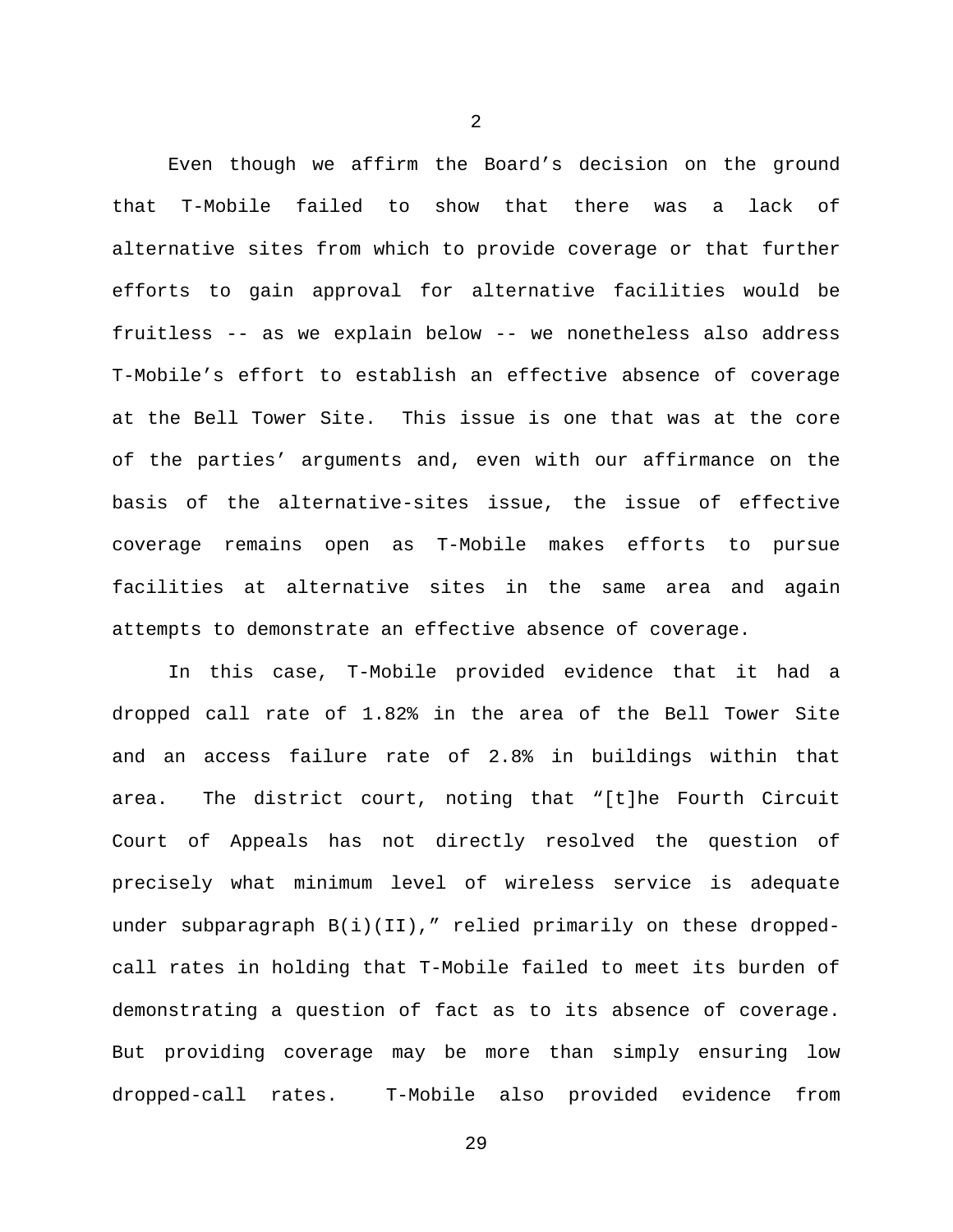Even though we affirm the Board's decision on the ground that T-Mobile failed to show that there was a lack of alternative sites from which to provide coverage or that further efforts to gain approval for alternative facilities would be fruitless -- as we explain below -- we nonetheless also address T-Mobile's effort to establish an effective absence of coverage at the Bell Tower Site. This issue is one that was at the core of the parties' arguments and, even with our affirmance on the basis of the alternative-sites issue, the issue of effective coverage remains open as T-Mobile makes efforts to pursue facilities at alternative sites in the same area and again attempts to demonstrate an effective absence of coverage.

In this case, T-Mobile provided evidence that it had a dropped call rate of 1.82% in the area of the Bell Tower Site and an access failure rate of 2.8% in buildings within that area. The district court, noting that "[t]he Fourth Circuit Court of Appeals has not directly resolved the question of precisely what minimum level of wireless service is adequate under subparagraph B(i)(II)," relied primarily on these dropped-call rates in holding that T-Mobile failed to meet its burden of demonstrating a question of fact as to its absence of coverage. But providing coverage may be more than simply ensuring low dropped-call rates. T-Mobile also provided evidence from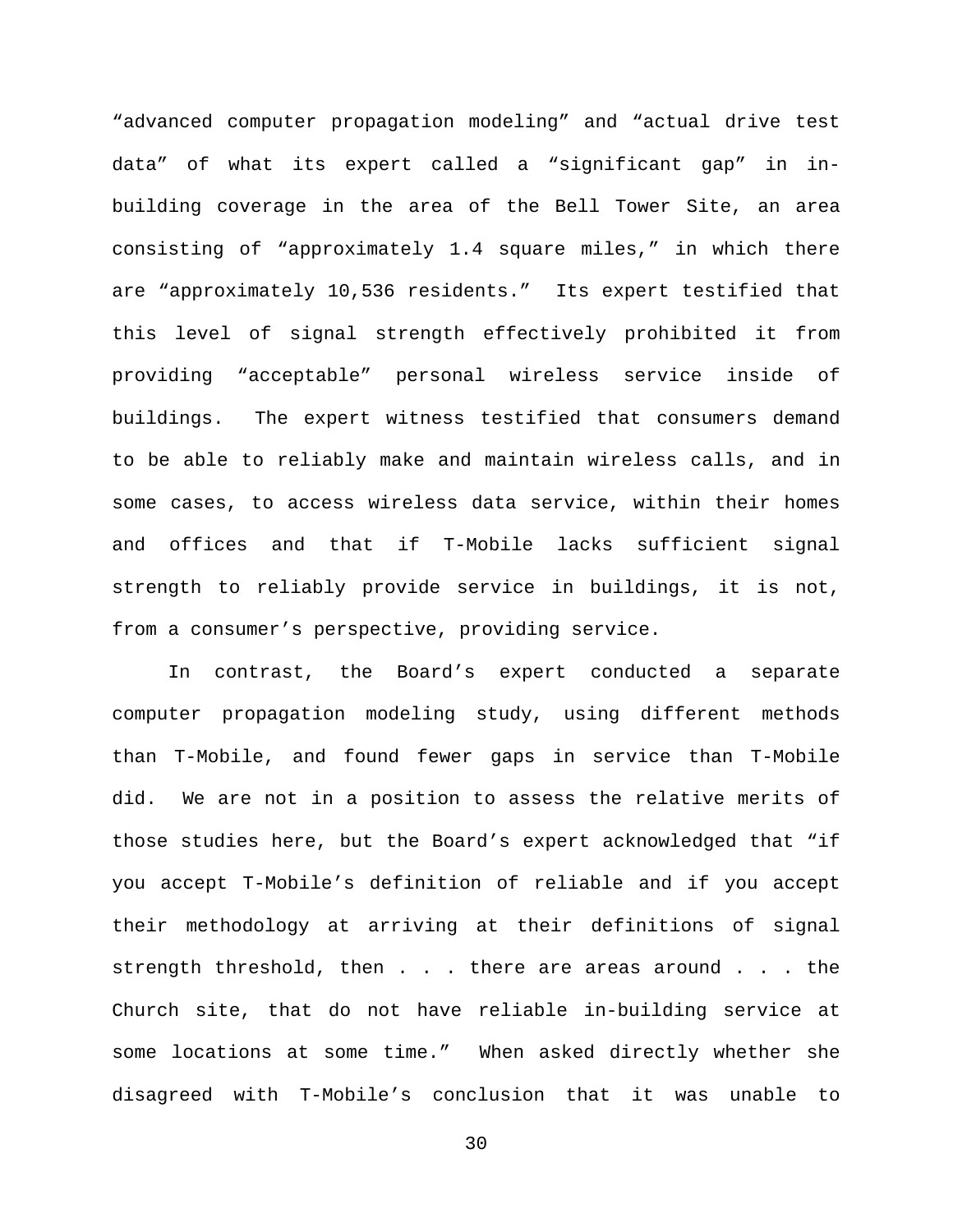"advanced computer propagation modeling" and "actual drive test data" of what its expert called a "significant gap" in in-building coverage in the area of the Bell Tower Site, an area consisting of "approximately 1.4 square miles," in which there are "approximately 10,536 residents." Its expert testified that this level of signal strength effectively prohibited it from providing "acceptable" personal wireless service inside of buildings. The expert witness testified that consumers demand to be able to reliably make and maintain wireless calls, and in some cases, to access wireless data service, within their homes and offices and that if T-Mobile lacks sufficient signal strength to reliably provide service in buildings, it is not, from a consumer's perspective, providing service.

In contrast, the Board's expert conducted a separate computer propagation modeling study, using different methods than T-Mobile, and found fewer gaps in service than T-Mobile did. We are not in a position to assess the relative merits of those studies here, but the Board's expert acknowledged that "if you accept T-Mobile's definition of reliable and if you accept their methodology at arriving at their definitions of signal strength threshold, then . . . there are areas around . . . the Church site, that do not have reliable in-building service at some locations at some time." When asked directly whether she disagreed with T-Mobile's conclusion that it was unable to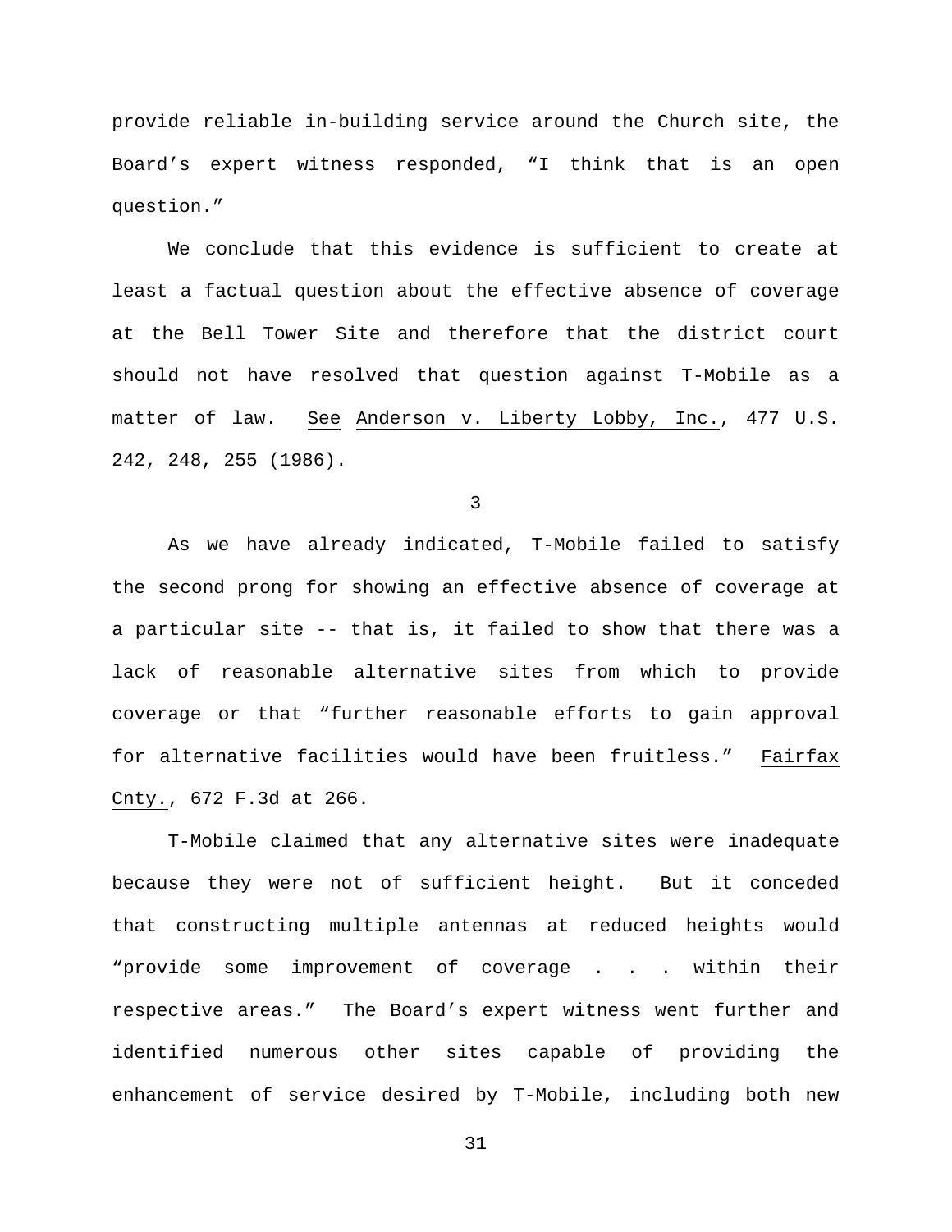provide reliable in-building service around the Church site, the Board's expert witness responded, "I think that is an open question."

We conclude that this evidence is sufficient to create at least a factual question about the effective absence of coverage at the Bell Tower Site and therefore that the district court should not have resolved that question against T-Mobile as a matter of law. See Anderson v. Liberty Lobby, Inc., 477 U.S. 242, 248, 255 (1986).

3

As we have already indicated, T-Mobile failed to satisfy the second prong for showing an effective absence of coverage at a particular site -- that is, it failed to show that there was a lack of reasonable alternative sites from which to provide coverage or that "further reasonable efforts to gain approval for alternative facilities would have been fruitless." Fairfax Cnty., 672 F.3d at 266.

T-Mobile claimed that any alternative sites were inadequate because they were not of sufficient height. But it conceded that constructing multiple antennas at reduced heights would "provide some improvement of coverage . . . within their respective areas." The Board's expert witness went further and identified numerous other sites capable of providing the enhancement of service desired by T-Mobile, including both new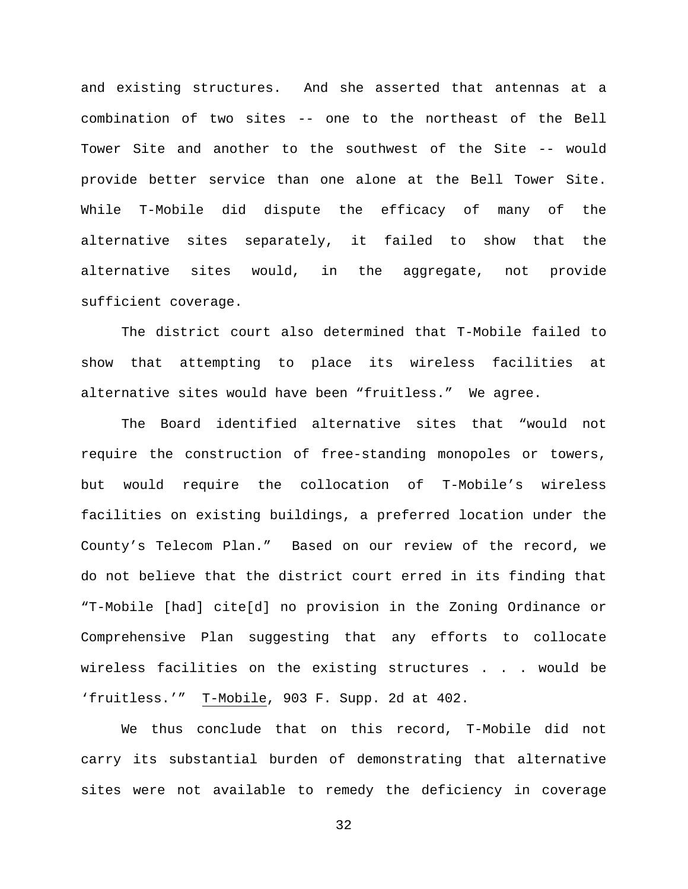and existing structures. And she asserted that antennas at a combination of two sites -- one to the northeast of the Bell Tower Site and another to the southwest of the Site -- would provide better service than one alone at the Bell Tower Site. While T-Mobile did dispute the efficacy of many of the alternative sites separately, it failed to show that the alternative sites would, in the aggregate, not provide sufficient coverage.

The district court also determined that T-Mobile failed to show that attempting to place its wireless facilities at alternative sites would have been "fruitless." We agree.

The Board identified alternative sites that "would not require the construction of free-standing monopoles or towers, but would require the collocation of T-Mobile's wireless facilities on existing buildings, a preferred location under the County's Telecom Plan." Based on our review of the record, we do not believe that the district court erred in its finding that "T-Mobile [had] cite[d] no provision in the Zoning Ordinance or Comprehensive Plan suggesting that any efforts to collocate wireless facilities on the existing structures . . . would be 'fruitless.'" T-Mobile, 903 F. Supp. 2d at 402.

We thus conclude that on this record, T-Mobile did not carry its substantial burden of demonstrating that alternative sites were not available to remedy the deficiency in coverage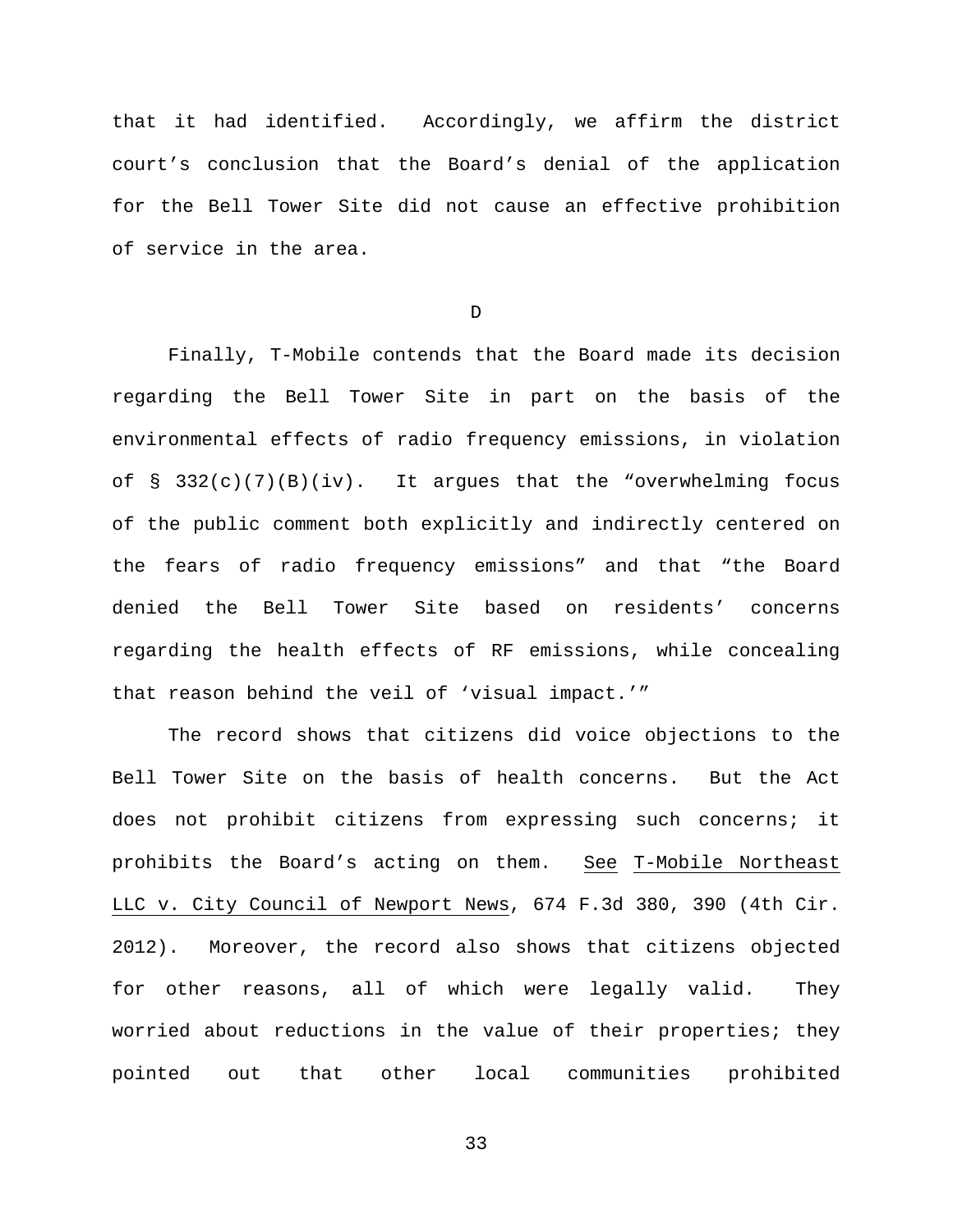that it had identified. Accordingly, we affirm the district court's conclusion that the Board's denial of the application for the Bell Tower Site did not cause an effective prohibition of service in the area.

D

Finally, T-Mobile contends that the Board made its decision regarding the Bell Tower Site in part on the basis of the environmental effects of radio frequency emissions, in violation of § 332(c)(7)(B)(iv). It argues that the "overwhelming focus of the public comment both explicitly and indirectly centered on the fears of radio frequency emissions" and that "the Board denied the Bell Tower Site based on residents' concerns regarding the health effects of RF emissions, while concealing that reason behind the veil of 'visual impact.'"

The record shows that citizens did voice objections to the Bell Tower Site on the basis of health concerns. But the Act does not prohibit citizens from expressing such concerns; it prohibits the Board's acting on them. See T-Mobile Northeast LLC v. City Council of Newport News, 674 F.3d 380, 390 (4th Cir. 2012). Moreover, the record also shows that citizens objected for other reasons, all of which were legally valid. They worried about reductions in the value of their properties; they pointed out that other local communities prohibited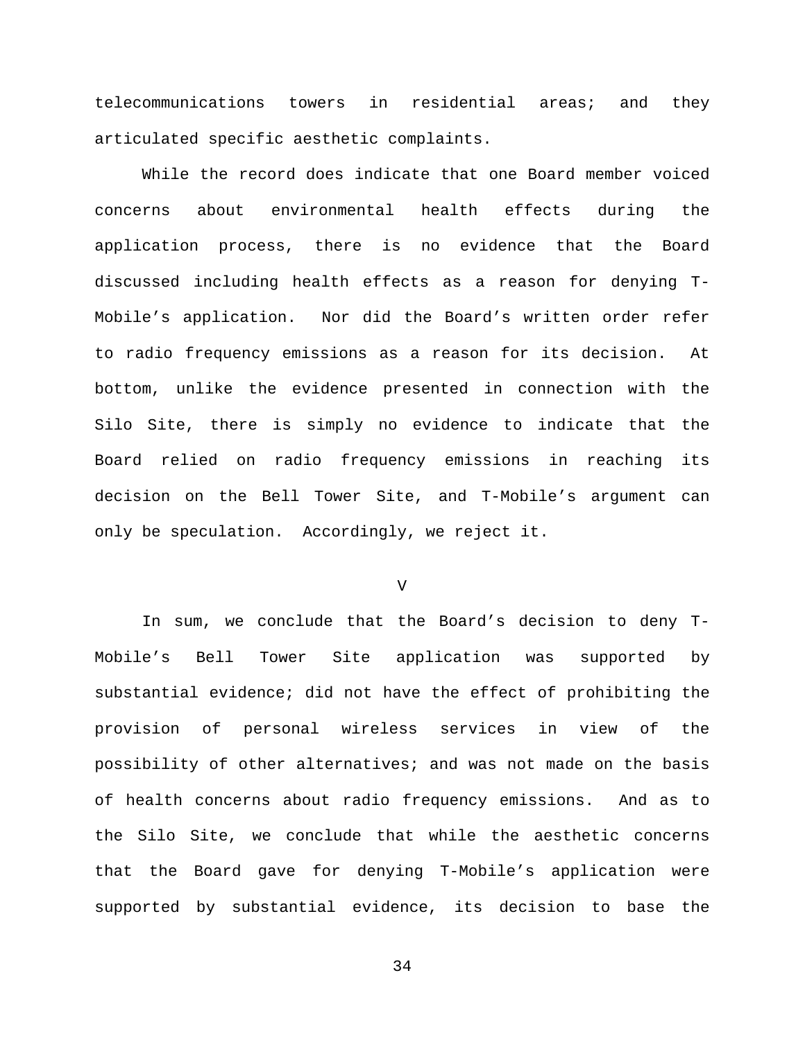telecommunications towers in residential areas; and they articulated specific aesthetic complaints.

While the record does indicate that one Board member voiced concerns about environmental health effects during the application process, there is no evidence that the Board discussed including health effects as a reason for denying T-Mobile's application. Nor did the Board's written order refer to radio frequency emissions as a reason for its decision. At bottom, unlike the evidence presented in connection with the Silo Site, there is simply no evidence to indicate that the Board relied on radio frequency emissions in reaching its decision on the Bell Tower Site, and T-Mobile's argument can only be speculation. Accordingly, we reject it.

V

In sum, we conclude that the Board's decision to deny T-Mobile's Bell Tower Site application was supported by substantial evidence; did not have the effect of prohibiting the provision of personal wireless services in view of the possibility of other alternatives; and was not made on the basis of health concerns about radio frequency emissions. And as to the Silo Site, we conclude that while the aesthetic concerns that the Board gave for denying T-Mobile's application were supported by substantial evidence, its decision to base the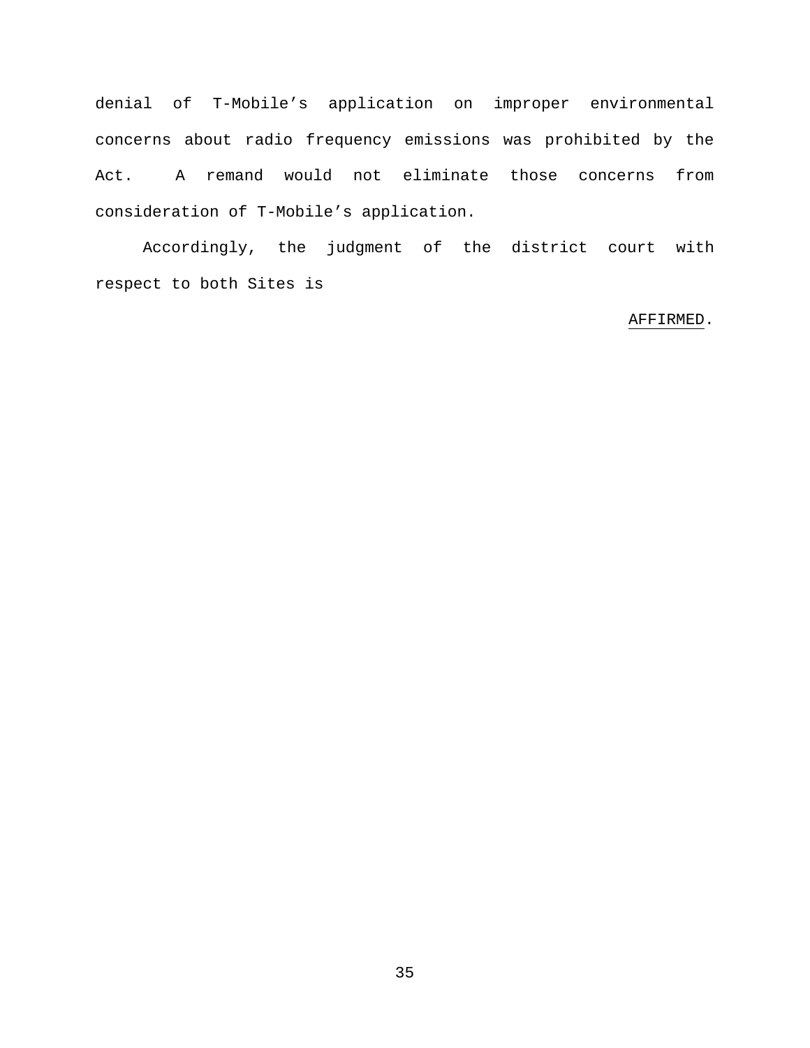denial of T-Mobile's application on improper environmental concerns about radio frequency emissions was prohibited by the Act. A remand would not eliminate those concerns from consideration of T-Mobile's application.

Accordingly, the judgment of the district court with respect to both Sites is

AFFIRMED.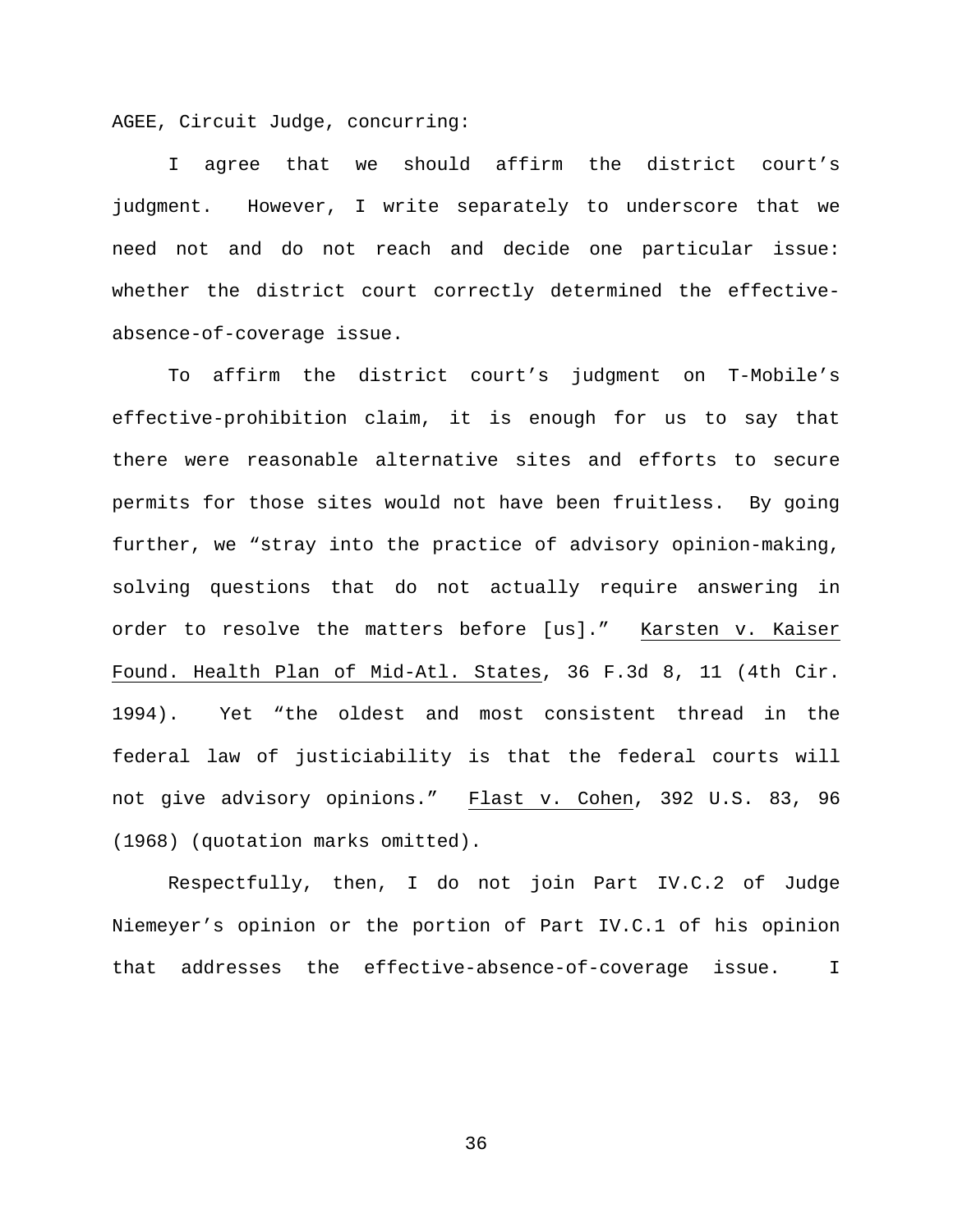AGEE, Circuit Judge, concurring:

I agree that we should affirm the district court's judgment. However, I write separately to underscore that we need not and do not reach and decide one particular issue: whether the district court correctly determined the effective-absence-of-coverage issue.

To affirm the district court's judgment on T-Mobile's effective-prohibition claim, it is enough for us to say that there were reasonable alternative sites and efforts to secure permits for those sites would not have been fruitless. By going further, we "stray into the practice of advisory opinion-making, solving questions that do not actually require answering in order to resolve the matters before [us]." Karsten v. Kaiser Found. Health Plan of Mid-Atl. States, 36 F.3d 8, 11 (4th Cir. 1994). Yet "the oldest and most consistent thread in the federal law of justiciability is that the federal courts will not give advisory opinions." Flast v. Cohen, 392 U.S. 83, 96 (1968) (quotation marks omitted).

Respectfully, then, I do not join Part IV.C.2 of Judge Niemeyer's opinion or the portion of Part IV.C.1 of his opinion that addresses the effective-absence-of-coverage issue. I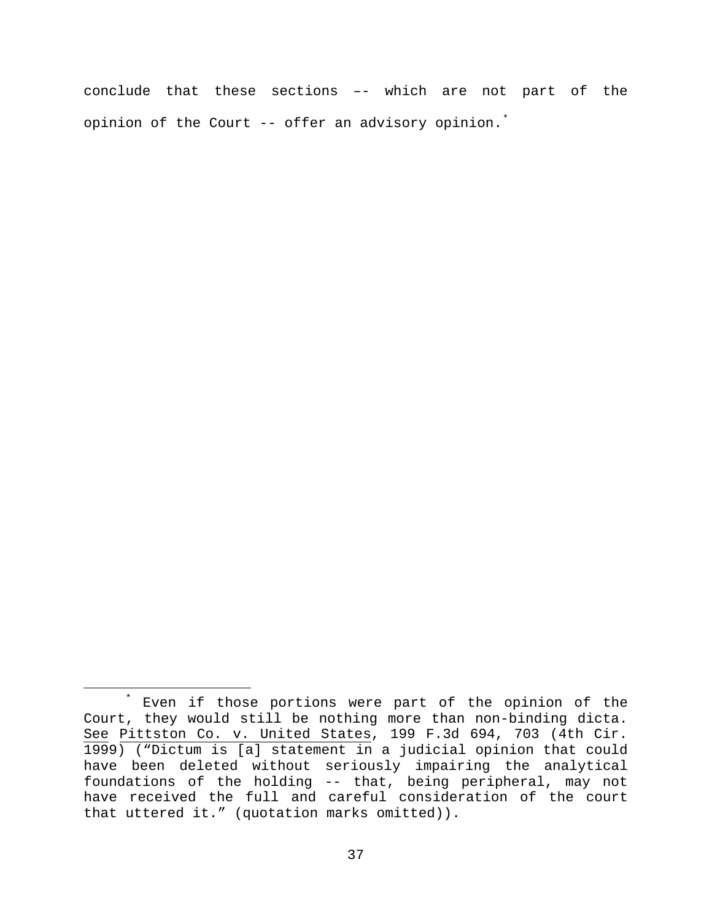conclude that these sections –- which are not part of the opinion of the Court -- offer an advisory opinion.[*]

---

[*] Even if those portions were part of the opinion of the Court, they would still be nothing more than non-binding dicta. See Pittston Co. v. United States, 199 F.3d 694, 703 (4th Cir. 1999) ("Dictum is [a] statement in a judicial opinion that could have been deleted without seriously impairing the analytical foundations of the holding -- that, being peripheral, may not have received the full and careful consideration of the court that uttered it." (quotation marks omitted)).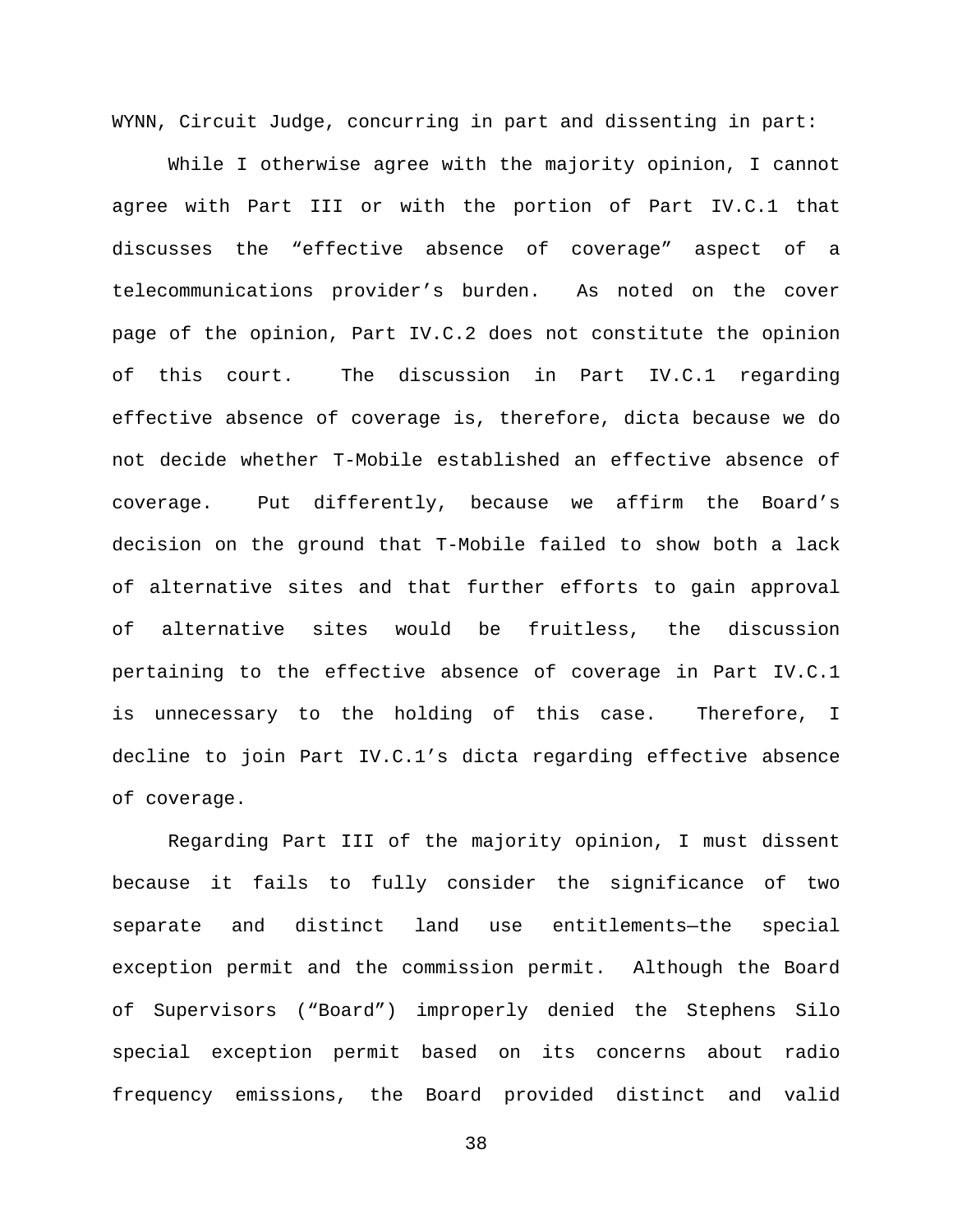WYNN, Circuit Judge, concurring in part and dissenting in part:

While I otherwise agree with the majority opinion, I cannot agree with Part III or with the portion of Part IV.C.1 that discusses the "effective absence of coverage" aspect of a telecommunications provider's burden. As noted on the cover page of the opinion, Part IV.C.2 does not constitute the opinion of this court. The discussion in Part IV.C.1 regarding effective absence of coverage is, therefore, dicta because we do not decide whether T-Mobile established an effective absence of coverage. Put differently, because we affirm the Board's decision on the ground that T-Mobile failed to show both a lack of alternative sites and that further efforts to gain approval of alternative sites would be fruitless, the discussion pertaining to the effective absence of coverage in Part IV.C.1 is unnecessary to the holding of this case. Therefore, I decline to join Part IV.C.1's dicta regarding effective absence of coverage.

Regarding Part III of the majority opinion, I must dissent because it fails to fully consider the significance of two separate and distinct land use entitlements—the special exception permit and the commission permit. Although the Board of Supervisors ("Board") improperly denied the Stephens Silo special exception permit based on its concerns about radio frequency emissions, the Board provided distinct and valid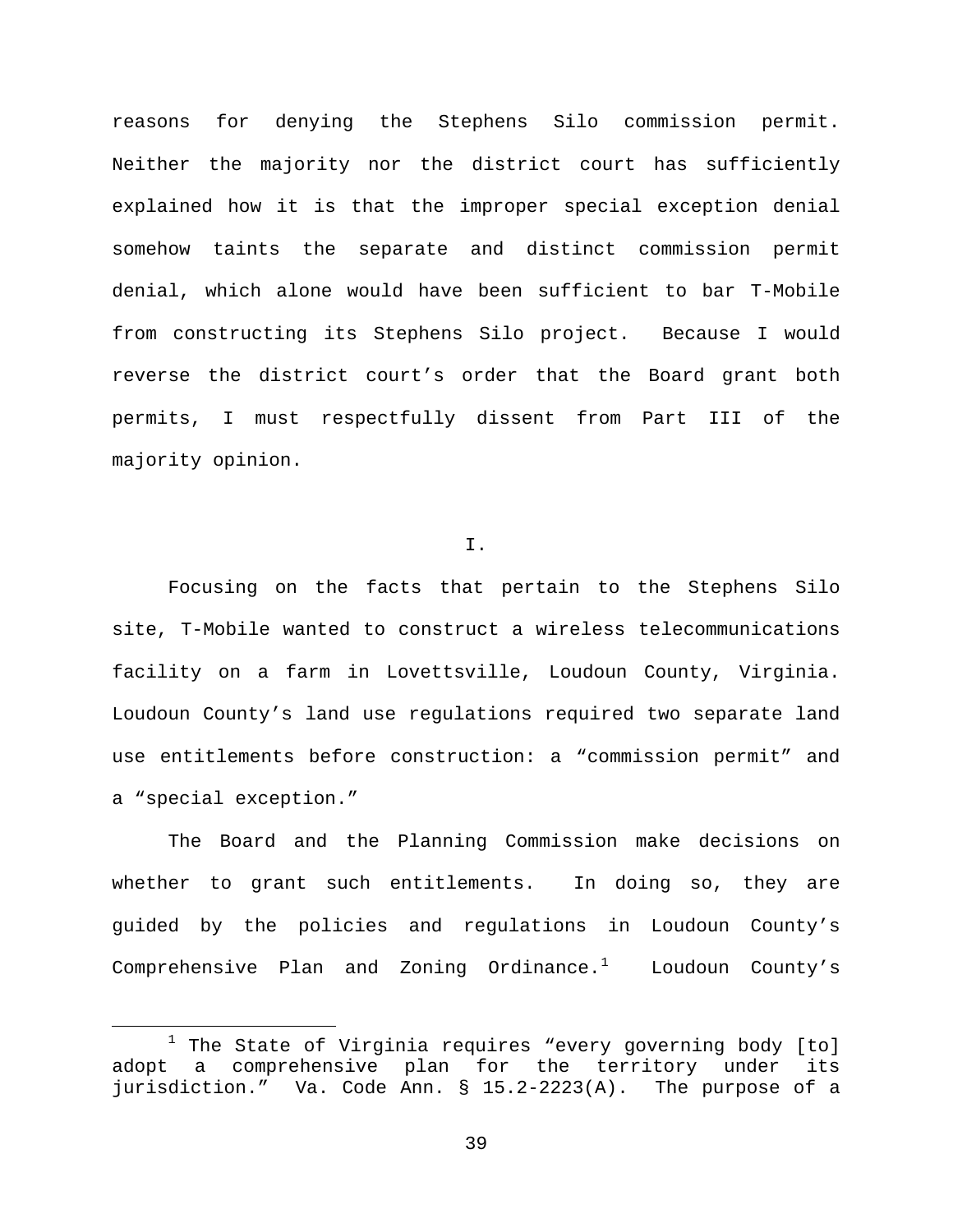reasons for denying the Stephens Silo commission permit. Neither the majority nor the district court has sufficiently explained how it is that the improper special exception denial somehow taints the separate and distinct commission permit denial, which alone would have been sufficient to bar T-Mobile from constructing its Stephens Silo project. Because I would reverse the district court's order that the Board grant both permits, I must respectfully dissent from Part III of the majority opinion.

## I.

Focusing on the facts that pertain to the Stephens Silo site, T-Mobile wanted to construct a wireless telecommunications facility on a farm in Lovettsville, Loudoun County, Virginia. Loudoun County's land use regulations required two separate land use entitlements before construction: a "commission permit" and a "special exception."

The Board and the Planning Commission make decisions on whether to grant such entitlements. In doing so, they are guided by the policies and regulations in Loudoun County's Comprehensive Plan and Zoning Ordinance.[1] Loudoun County's

---

[1] The State of Virginia requires "every governing body [to] adopt a comprehensive plan for the territory under its jurisdiction." Va. Code Ann. § 15.2-2223(A). The purpose of a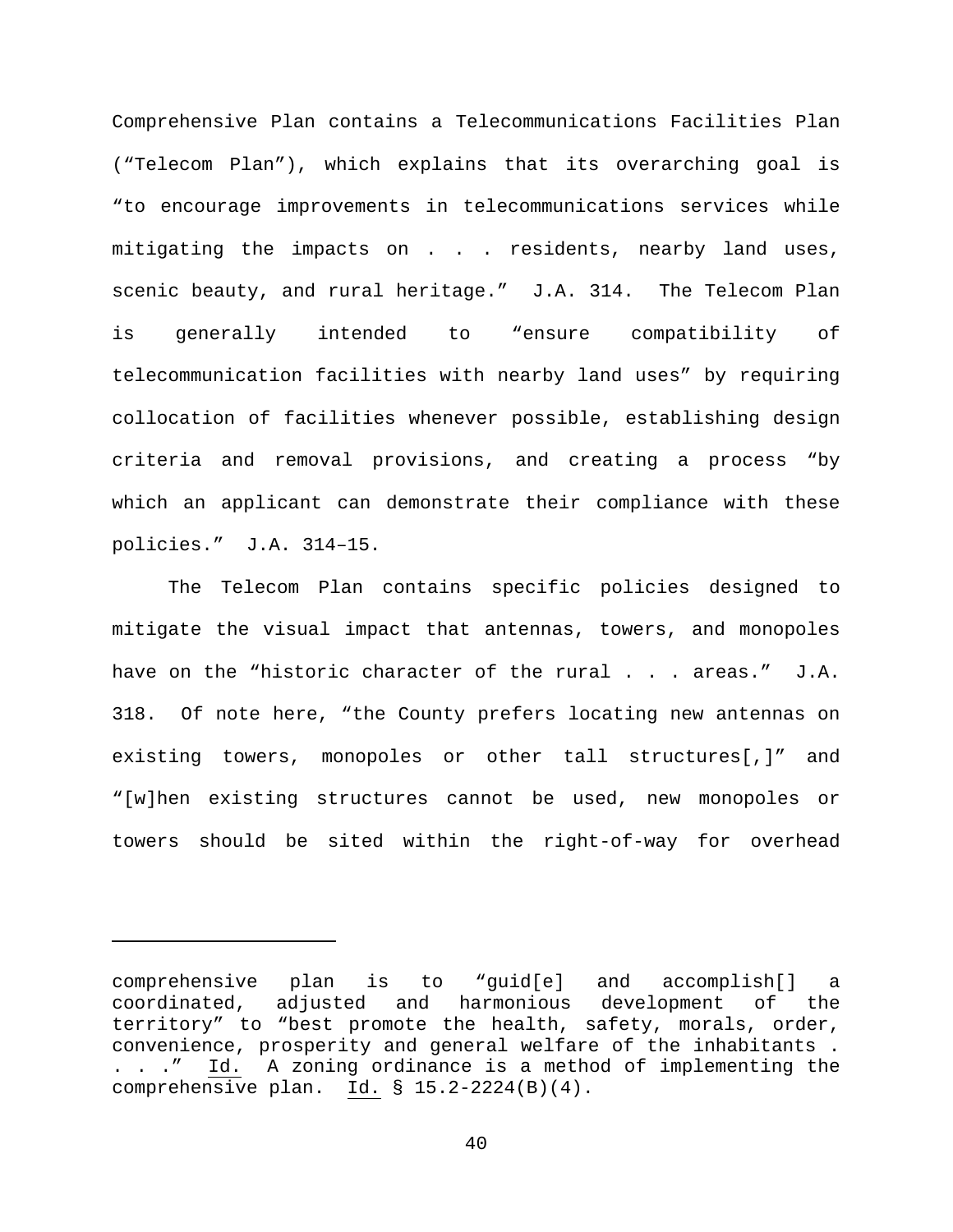Comprehensive Plan contains a Telecommunications Facilities Plan ("Telecom Plan"), which explains that its overarching goal is "to encourage improvements in telecommunications services while mitigating the impacts on . . . residents, nearby land uses, scenic beauty, and rural heritage." J.A. 314. The Telecom Plan is generally intended to "ensure compatibility of telecommunication facilities with nearby land uses" by requiring collocation of facilities whenever possible, establishing design criteria and removal provisions, and creating a process "by which an applicant can demonstrate their compliance with these policies." J.A. 314–15.

The Telecom Plan contains specific policies designed to mitigate the visual impact that antennas, towers, and monopoles have on the "historic character of the rural . . . areas." J.A. 318. Of note here, "the County prefers locating new antennas on existing towers, monopoles or other tall structures[,]" and "[w]hen existing structures cannot be used, new monopoles or towers should be sited within the right-of-way for overhead

---

comprehensive plan is to "guid[e] and accomplish[] a coordinated, adjusted and harmonious development of the territory" to "best promote the health, safety, morals, order, convenience, prosperity and general welfare of the inhabitants . . . ." Id. A zoning ordinance is a method of implementing the comprehensive plan. Id. § 15.2-2224(B)(4).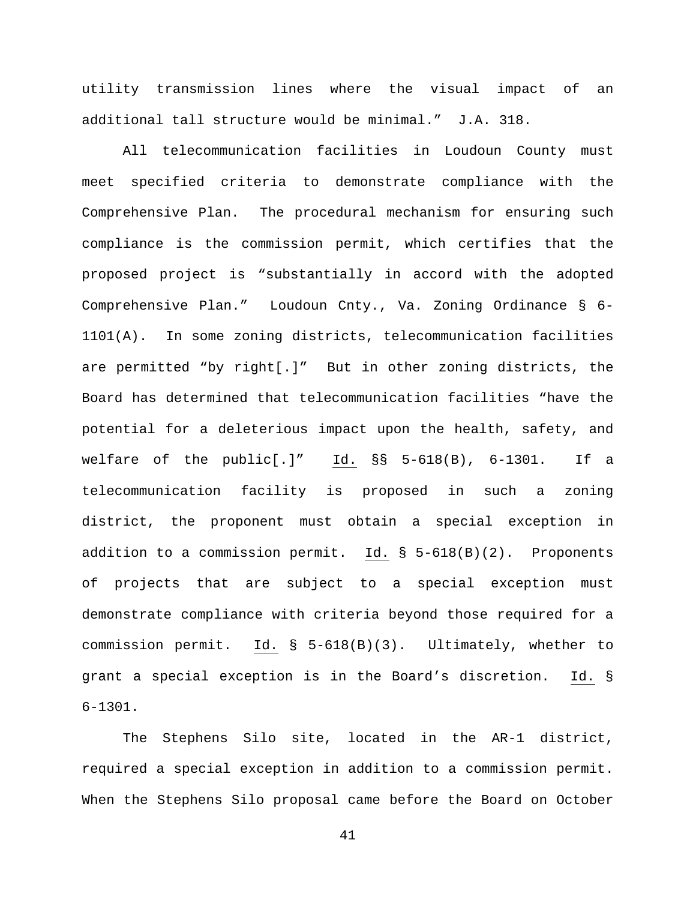utility transmission lines where the visual impact of an additional tall structure would be minimal." J.A. 318.

All telecommunication facilities in Loudoun County must meet specified criteria to demonstrate compliance with the Comprehensive Plan. The procedural mechanism for ensuring such compliance is the commission permit, which certifies that the proposed project is "substantially in accord with the adopted Comprehensive Plan." Loudoun Cnty., Va. Zoning Ordinance § 6-1101(A). In some zoning districts, telecommunication facilities are permitted "by right[.]" But in other zoning districts, the Board has determined that telecommunication facilities "have the potential for a deleterious impact upon the health, safety, and welfare of the public[.]" Id. §§ 5-618(B), 6-1301. If a telecommunication facility is proposed in such a zoning district, the proponent must obtain a special exception in addition to a commission permit. Id. § 5-618(B)(2). Proponents of projects that are subject to a special exception must demonstrate compliance with criteria beyond those required for a commission permit. Id. § 5-618(B)(3). Ultimately, whether to grant a special exception is in the Board's discretion. Id. § 6-1301.

The Stephens Silo site, located in the AR-1 district, required a special exception in addition to a commission permit. When the Stephens Silo proposal came before the Board on October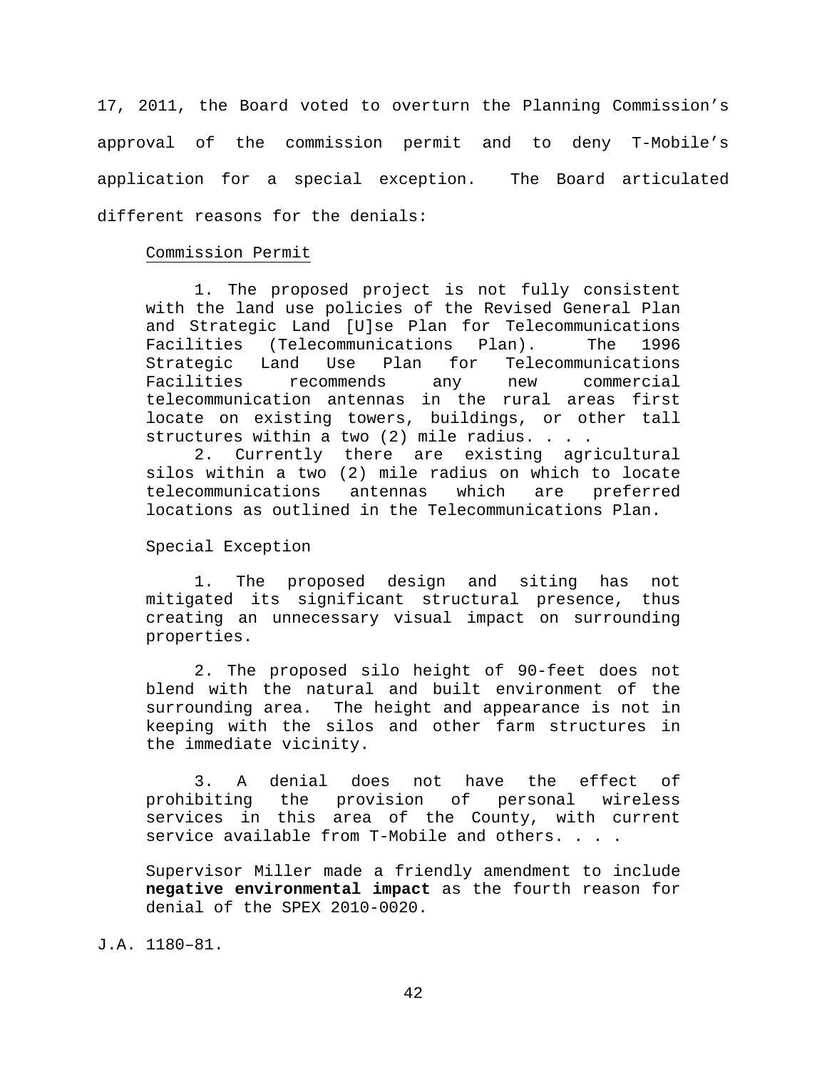17, 2011, the Board voted to overturn the Planning Commission's approval of the commission permit and to deny T-Mobile's application for a special exception. The Board articulated different reasons for the denials:

> Commission Permit
>
> 1. The proposed project is not fully consistent with the land use policies of the Revised General Plan and Strategic Land [U]se Plan for Telecommunications Facilities (Telecommunications Plan). The 1996 Strategic Land Use Plan for Telecommunications Facilities recommends any new commercial telecommunication antennas in the rural areas first locate on existing towers, buildings, or other tall structures within a two (2) mile radius. . . .
>
> 2. Currently there are existing agricultural silos within a two (2) mile radius on which to locate telecommunications antennas which are preferred locations as outlined in the Telecommunications Plan.
>
> Special Exception
>
> 1. The proposed design and siting has not mitigated its significant structural presence, thus creating an unnecessary visual impact on surrounding properties.
>
> 2. The proposed silo height of 90-feet does not blend with the natural and built environment of the surrounding area. The height and appearance is not in keeping with the silos and other farm structures in the immediate vicinity.
>
> 3. A denial does not have the effect of prohibiting the provision of personal wireless services in this area of the County, with current service available from T-Mobile and others. . . .
>
> Supervisor Miller made a friendly amendment to include **negative environmental impact** as the fourth reason for denial of the SPEX 2010-0020.

J.A. 1180–81.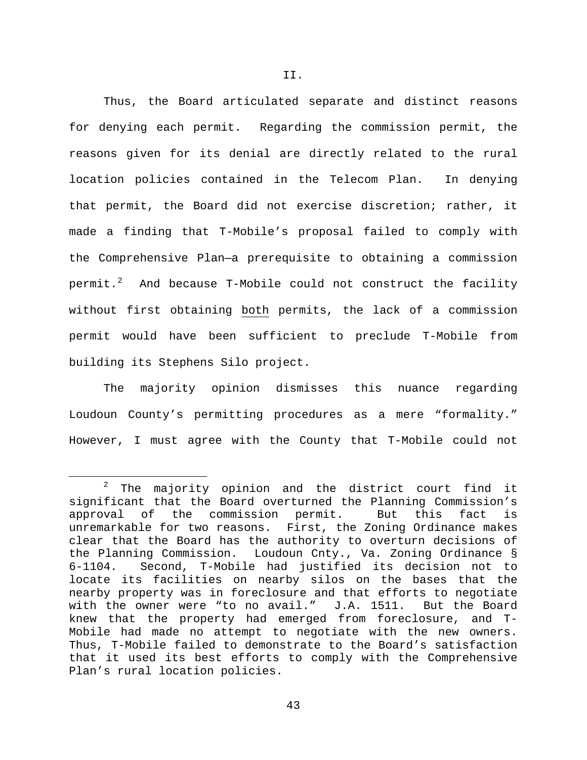II.

Thus, the Board articulated separate and distinct reasons for denying each permit. Regarding the commission permit, the reasons given for its denial are directly related to the rural location policies contained in the Telecom Plan. In denying that permit, the Board did not exercise discretion; rather, it made a finding that T-Mobile's proposal failed to comply with the Comprehensive Plan—a prerequisite to obtaining a commission permit.[2] And because T-Mobile could not construct the facility without first obtaining both permits, the lack of a commission permit would have been sufficient to preclude T-Mobile from building its Stephens Silo project.

The majority opinion dismisses this nuance regarding Loudoun County's permitting procedures as a mere "formality." However, I must agree with the County that T-Mobile could not

---

[2] The majority opinion and the district court find it significant that the Board overturned the Planning Commission's approval of the commission permit. But this fact is unremarkable for two reasons. First, the Zoning Ordinance makes clear that the Board has the authority to overturn decisions of the Planning Commission. Loudoun Cnty., Va. Zoning Ordinance § 6-1104. Second, T-Mobile had justified its decision not to locate its facilities on nearby silos on the bases that the nearby property was in foreclosure and that efforts to negotiate with the owner were "to no avail." J.A. 1511. But the Board knew that the property had emerged from foreclosure, and T-Mobile had made no attempt to negotiate with the new owners. Thus, T-Mobile failed to demonstrate to the Board's satisfaction that it used its best efforts to comply with the Comprehensive Plan's rural location policies.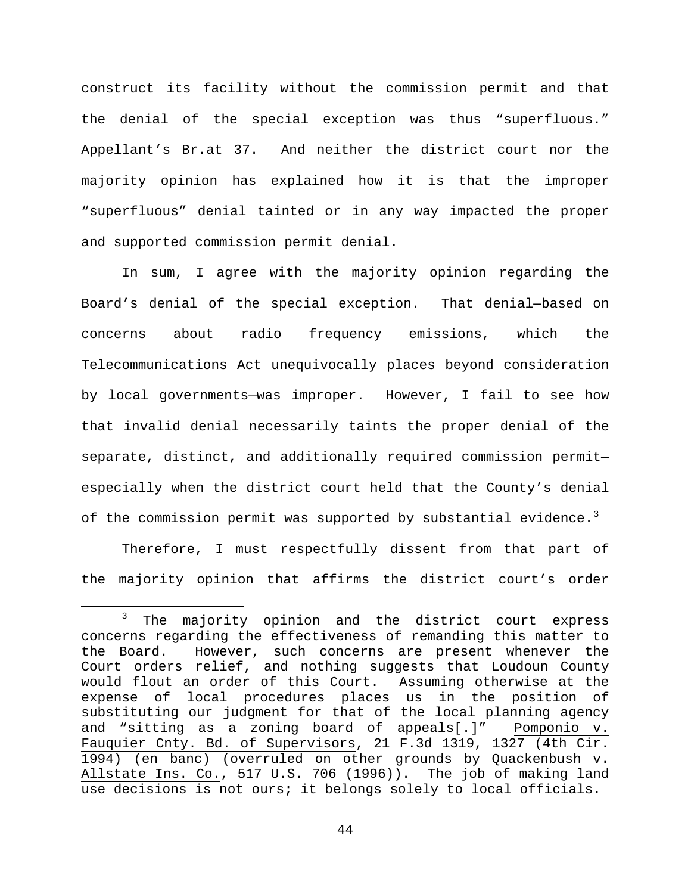construct its facility without the commission permit and that the denial of the special exception was thus "superfluous." Appellant's Br.at 37. And neither the district court nor the majority opinion has explained how it is that the improper "superfluous" denial tainted or in any way impacted the proper and supported commission permit denial.

In sum, I agree with the majority opinion regarding the Board's denial of the special exception. That denial—based on concerns about radio frequency emissions, which the Telecommunications Act unequivocally places beyond consideration by local governments—was improper. However, I fail to see how that invalid denial necessarily taints the proper denial of the separate, distinct, and additionally required commission permit—especially when the district court held that the County's denial of the commission permit was supported by substantial evidence.[3]

Therefore, I must respectfully dissent from that part of the majority opinion that affirms the district court's order

---

[3] The majority opinion and the district court express concerns regarding the effectiveness of remanding this matter to the Board. However, such concerns are present whenever the Court orders relief, and nothing suggests that Loudoun County would flout an order of this Court. Assuming otherwise at the expense of local procedures places us in the position of substituting our judgment for that of the local planning agency and "sitting as a zoning board of appeals[.]" Pomponio v. Fauquier Cnty. Bd. of Supervisors, 21 F.3d 1319, 1327 (4th Cir. 1994) (en banc) (overruled on other grounds by Quackenbush v. Allstate Ins. Co., 517 U.S. 706 (1996)). The job of making land use decisions is not ours; it belongs solely to local officials.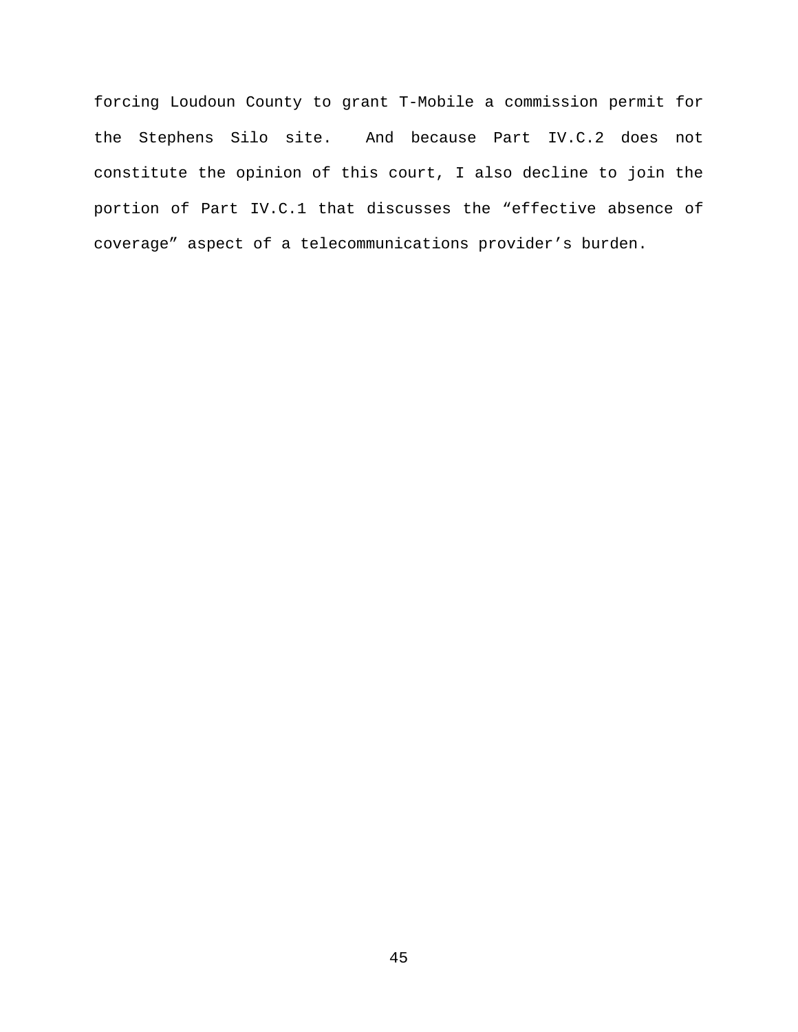forcing Loudoun County to grant T-Mobile a commission permit for the Stephens Silo site. And because Part IV.C.2 does not constitute the opinion of this court, I also decline to join the portion of Part IV.C.1 that discusses the “effective absence of coverage” aspect of a telecommunications provider’s burden.